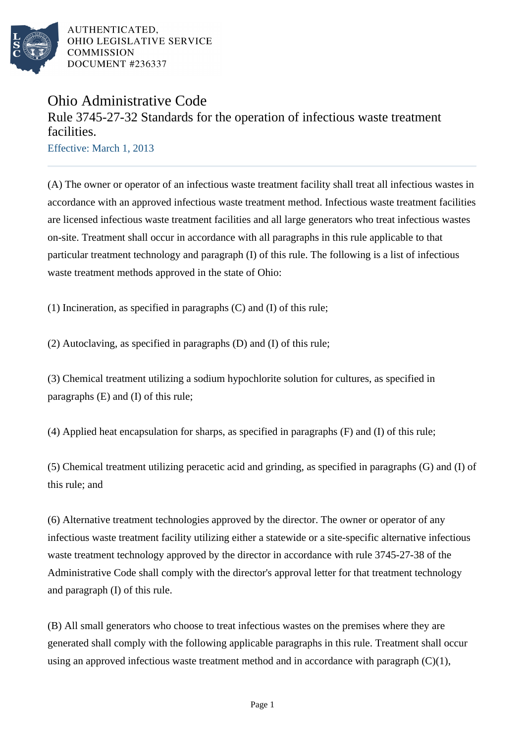AUTHENTICATED,
OHIO LEGISLATIVE SERVICE
COMMISSION
DOCUMENT #236337

# Ohio Administrative Code

## Rule 3745-27-32 Standards for the operation of infectious waste treatment facilities.

Effective: March 1, 2013

(A) The owner or operator of an infectious waste treatment facility shall treat all infectious wastes in accordance with an approved infectious waste treatment method. Infectious waste treatment facilities are licensed infectious waste treatment facilities and all large generators who treat infectious wastes on-site. Treatment shall occur in accordance with all paragraphs in this rule applicable to that particular treatment technology and paragraph (I) of this rule. The following is a list of infectious waste treatment methods approved in the state of Ohio:

(1) Incineration, as specified in paragraphs (C) and (I) of this rule;

(2) Autoclaving, as specified in paragraphs (D) and (I) of this rule;

(3) Chemical treatment utilizing a sodium hypochlorite solution for cultures, as specified in paragraphs (E) and (I) of this rule;

(4) Applied heat encapsulation for sharps, as specified in paragraphs (F) and (I) of this rule;

(5) Chemical treatment utilizing peracetic acid and grinding, as specified in paragraphs (G) and (I) of this rule; and

(6) Alternative treatment technologies approved by the director. The owner or operator of any infectious waste treatment facility utilizing either a statewide or a site-specific alternative infectious waste treatment technology approved by the director in accordance with rule 3745-27-38 of the Administrative Code shall comply with the director's approval letter for that treatment technology and paragraph (I) of this rule.

(B) All small generators who choose to treat infectious wastes on the premises where they are generated shall comply with the following applicable paragraphs in this rule. Treatment shall occur using an approved infectious waste treatment method and in accordance with paragraph (C)(1),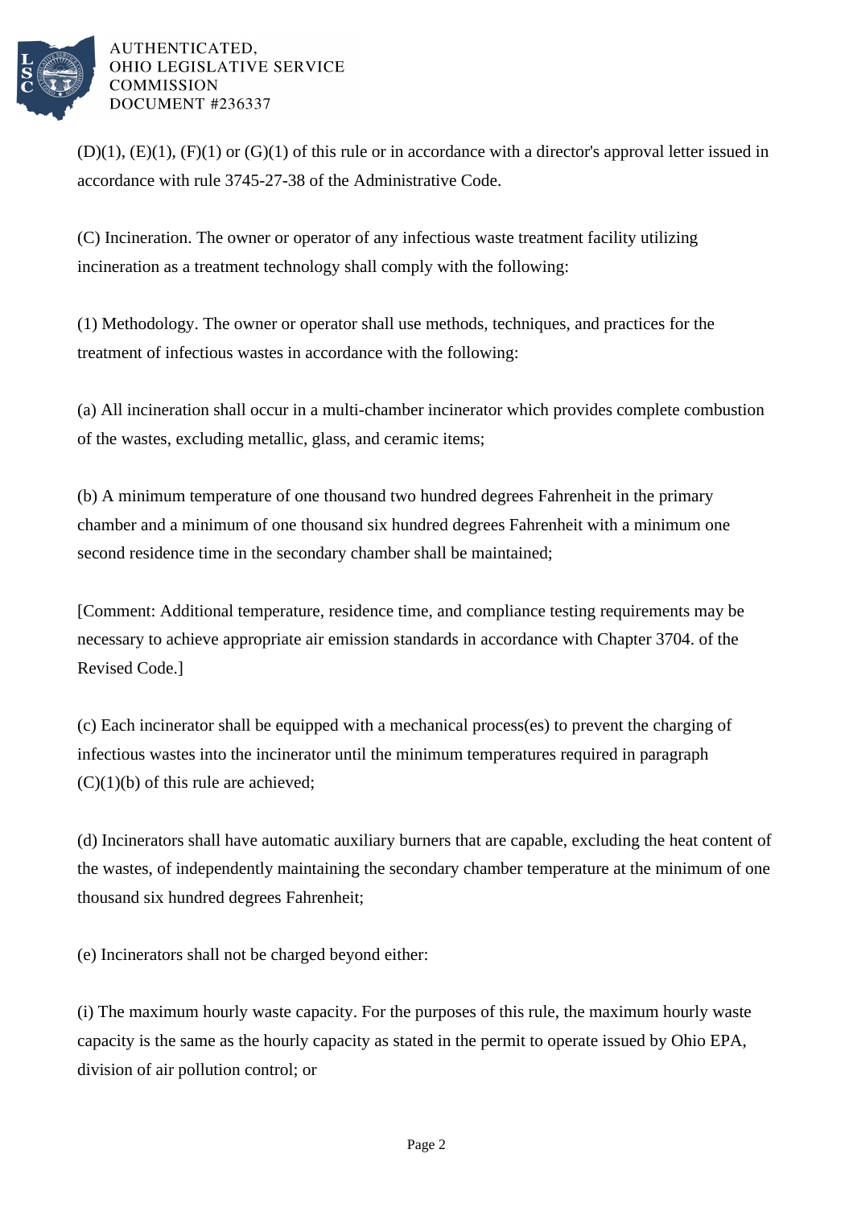(D)(1), (E)(1), (F)(1) or (G)(1) of this rule or in accordance with a director's approval letter issued in accordance with rule 3745-27-38 of the Administrative Code.

(C) Incineration. The owner or operator of any infectious waste treatment facility utilizing incineration as a treatment technology shall comply with the following:

(1) Methodology. The owner or operator shall use methods, techniques, and practices for the treatment of infectious wastes in accordance with the following:

(a) All incineration shall occur in a multi-chamber incinerator which provides complete combustion of the wastes, excluding metallic, glass, and ceramic items;

(b) A minimum temperature of one thousand two hundred degrees Fahrenheit in the primary chamber and a minimum of one thousand six hundred degrees Fahrenheit with a minimum one second residence time in the secondary chamber shall be maintained;

[Comment: Additional temperature, residence time, and compliance testing requirements may be necessary to achieve appropriate air emission standards in accordance with Chapter 3704. of the Revised Code.]

(c) Each incinerator shall be equipped with a mechanical process(es) to prevent the charging of infectious wastes into the incinerator until the minimum temperatures required in paragraph (C)(1)(b) of this rule are achieved;

(d) Incinerators shall have automatic auxiliary burners that are capable, excluding the heat content of the wastes, of independently maintaining the secondary chamber temperature at the minimum of one thousand six hundred degrees Fahrenheit;

(e) Incinerators shall not be charged beyond either:

(i) The maximum hourly waste capacity. For the purposes of this rule, the maximum hourly waste capacity is the same as the hourly capacity as stated in the permit to operate issued by Ohio EPA, division of air pollution control; or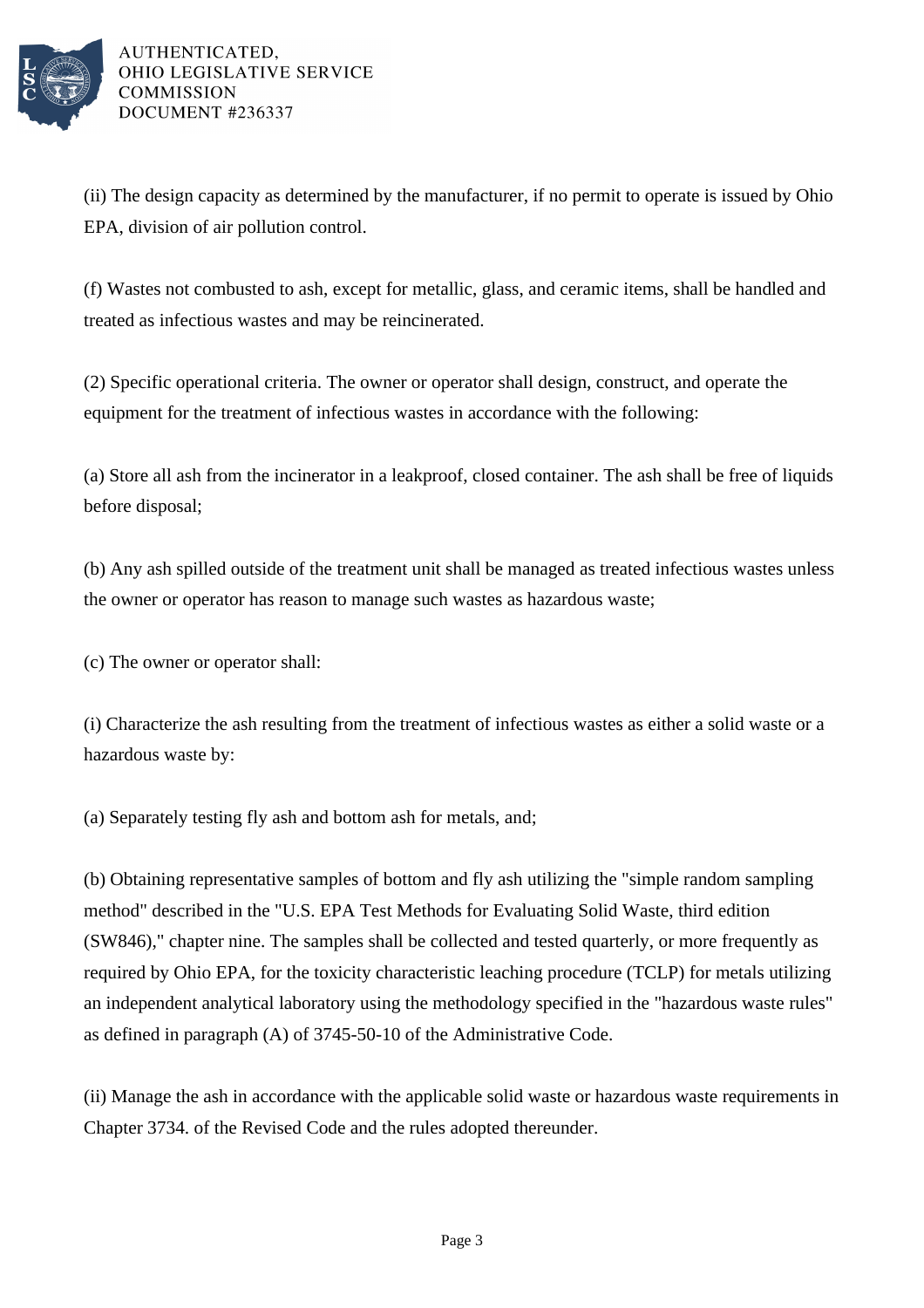(ii) The design capacity as determined by the manufacturer, if no permit to operate is issued by Ohio EPA, division of air pollution control.

(f) Wastes not combusted to ash, except for metallic, glass, and ceramic items, shall be handled and treated as infectious wastes and may be reincinerated.

(2) Specific operational criteria. The owner or operator shall design, construct, and operate the equipment for the treatment of infectious wastes in accordance with the following:

(a) Store all ash from the incinerator in a leakproof, closed container. The ash shall be free of liquids before disposal;

(b) Any ash spilled outside of the treatment unit shall be managed as treated infectious wastes unless the owner or operator has reason to manage such wastes as hazardous waste;

(c) The owner or operator shall:

(i) Characterize the ash resulting from the treatment of infectious wastes as either a solid waste or a hazardous waste by:

(a) Separately testing fly ash and bottom ash for metals, and;

(b) Obtaining representative samples of bottom and fly ash utilizing the "simple random sampling method" described in the "U.S. EPA Test Methods for Evaluating Solid Waste, third edition (SW846)," chapter nine. The samples shall be collected and tested quarterly, or more frequently as required by Ohio EPA, for the toxicity characteristic leaching procedure (TCLP) for metals utilizing an independent analytical laboratory using the methodology specified in the "hazardous waste rules" as defined in paragraph (A) of 3745-50-10 of the Administrative Code.

(ii) Manage the ash in accordance with the applicable solid waste or hazardous waste requirements in Chapter 3734. of the Revised Code and the rules adopted thereunder.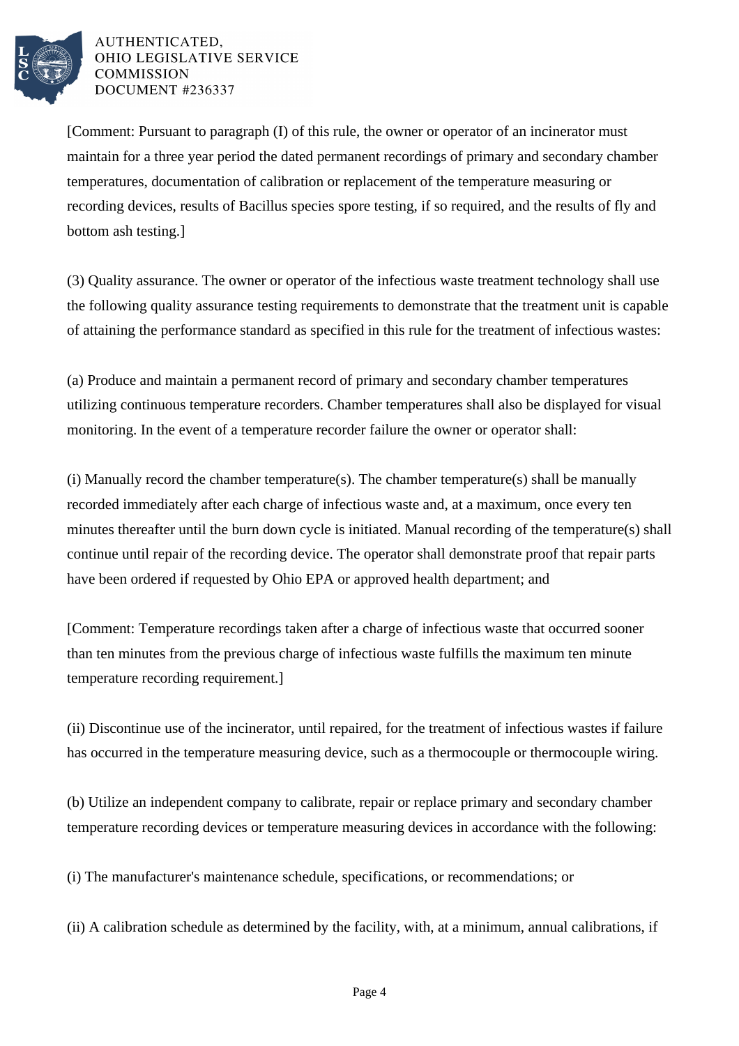[Comment: Pursuant to paragraph (I) of this rule, the owner or operator of an incinerator must maintain for a three year period the dated permanent recordings of primary and secondary chamber temperatures, documentation of calibration or replacement of the temperature measuring or recording devices, results of Bacillus species spore testing, if so required, and the results of fly and bottom ash testing.]

(3) Quality assurance. The owner or operator of the infectious waste treatment technology shall use the following quality assurance testing requirements to demonstrate that the treatment unit is capable of attaining the performance standard as specified in this rule for the treatment of infectious wastes:

(a) Produce and maintain a permanent record of primary and secondary chamber temperatures utilizing continuous temperature recorders. Chamber temperatures shall also be displayed for visual monitoring. In the event of a temperature recorder failure the owner or operator shall:

(i) Manually record the chamber temperature(s). The chamber temperature(s) shall be manually recorded immediately after each charge of infectious waste and, at a maximum, once every ten minutes thereafter until the burn down cycle is initiated. Manual recording of the temperature(s) shall continue until repair of the recording device. The operator shall demonstrate proof that repair parts have been ordered if requested by Ohio EPA or approved health department; and

[Comment: Temperature recordings taken after a charge of infectious waste that occurred sooner than ten minutes from the previous charge of infectious waste fulfills the maximum ten minute temperature recording requirement.]

(ii) Discontinue use of the incinerator, until repaired, for the treatment of infectious wastes if failure has occurred in the temperature measuring device, such as a thermocouple or thermocouple wiring.

(b) Utilize an independent company to calibrate, repair or replace primary and secondary chamber temperature recording devices or temperature measuring devices in accordance with the following:

(i) The manufacturer's maintenance schedule, specifications, or recommendations; or

(ii) A calibration schedule as determined by the facility, with, at a minimum, annual calibrations, if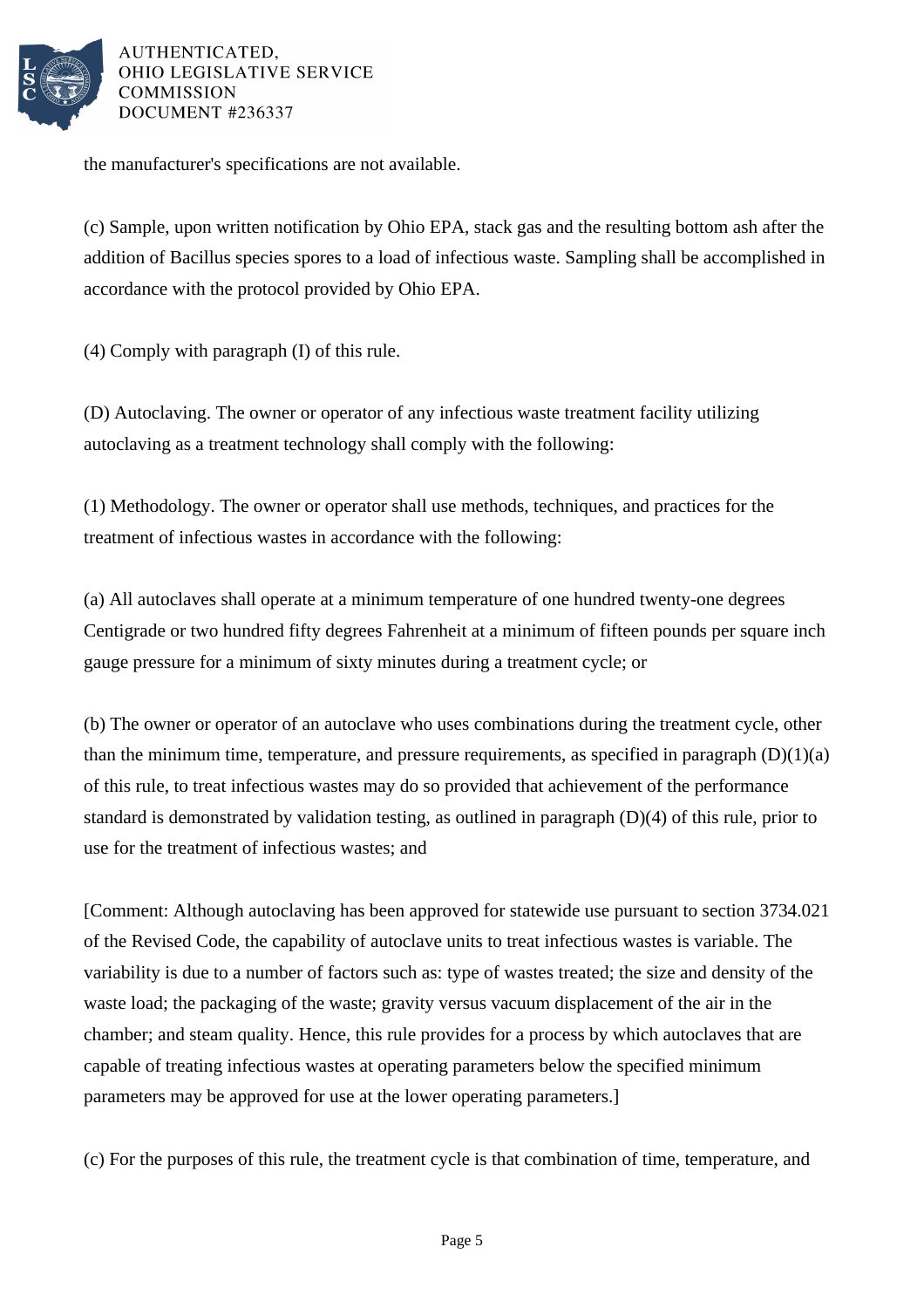the manufacturer's specifications are not available.

(c) Sample, upon written notification by Ohio EPA, stack gas and the resulting bottom ash after the addition of Bacillus species spores to a load of infectious waste. Sampling shall be accomplished in accordance with the protocol provided by Ohio EPA.

(4) Comply with paragraph (I) of this rule.

(D) Autoclaving. The owner or operator of any infectious waste treatment facility utilizing autoclaving as a treatment technology shall comply with the following:

(1) Methodology. The owner or operator shall use methods, techniques, and practices for the treatment of infectious wastes in accordance with the following:

(a) All autoclaves shall operate at a minimum temperature of one hundred twenty-one degrees Centigrade or two hundred fifty degrees Fahrenheit at a minimum of fifteen pounds per square inch gauge pressure for a minimum of sixty minutes during a treatment cycle; or

(b) The owner or operator of an autoclave who uses combinations during the treatment cycle, other than the minimum time, temperature, and pressure requirements, as specified in paragraph (D)(1)(a) of this rule, to treat infectious wastes may do so provided that achievement of the performance standard is demonstrated by validation testing, as outlined in paragraph (D)(4) of this rule, prior to use for the treatment of infectious wastes; and

[Comment: Although autoclaving has been approved for statewide use pursuant to section 3734.021 of the Revised Code, the capability of autoclave units to treat infectious wastes is variable. The variability is due to a number of factors such as: type of wastes treated; the size and density of the waste load; the packaging of the waste; gravity versus vacuum displacement of the air in the chamber; and steam quality. Hence, this rule provides for a process by which autoclaves that are capable of treating infectious wastes at operating parameters below the specified minimum parameters may be approved for use at the lower operating parameters.]

(c) For the purposes of this rule, the treatment cycle is that combination of time, temperature, and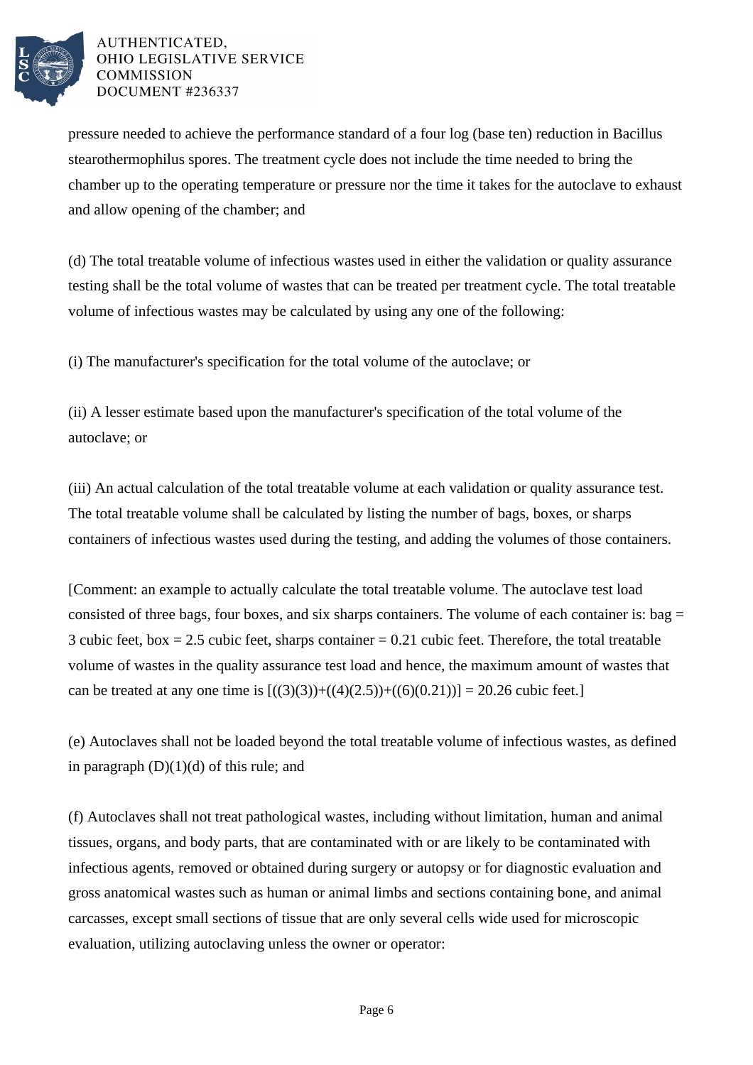pressure needed to achieve the performance standard of a four log (base ten) reduction in Bacillus stearothermophilus spores. The treatment cycle does not include the time needed to bring the chamber up to the operating temperature or pressure nor the time it takes for the autoclave to exhaust and allow opening of the chamber; and

(d) The total treatable volume of infectious wastes used in either the validation or quality assurance testing shall be the total volume of wastes that can be treated per treatment cycle. The total treatable volume of infectious wastes may be calculated by using any one of the following:

(i) The manufacturer's specification for the total volume of the autoclave; or

(ii) A lesser estimate based upon the manufacturer's specification of the total volume of the autoclave; or

(iii) An actual calculation of the total treatable volume at each validation or quality assurance test. The total treatable volume shall be calculated by listing the number of bags, boxes, or sharps containers of infectious wastes used during the testing, and adding the volumes of those containers.

[Comment: an example to actually calculate the total treatable volume. The autoclave test load consisted of three bags, four boxes, and six sharps containers. The volume of each container is: bag = 3 cubic feet, box = 2.5 cubic feet, sharps container = 0.21 cubic feet. Therefore, the total treatable volume of wastes in the quality assurance test load and hence, the maximum amount of wastes that can be treated at any one time is [((3)(3))+((4)(2.5))+((6)(0.21))] = 20.26 cubic feet.]

(e) Autoclaves shall not be loaded beyond the total treatable volume of infectious wastes, as defined in paragraph (D)(1)(d) of this rule; and

(f) Autoclaves shall not treat pathological wastes, including without limitation, human and animal tissues, organs, and body parts, that are contaminated with or are likely to be contaminated with infectious agents, removed or obtained during surgery or autopsy or for diagnostic evaluation and gross anatomical wastes such as human or animal limbs and sections containing bone, and animal carcasses, except small sections of tissue that are only several cells wide used for microscopic evaluation, utilizing autoclaving unless the owner or operator: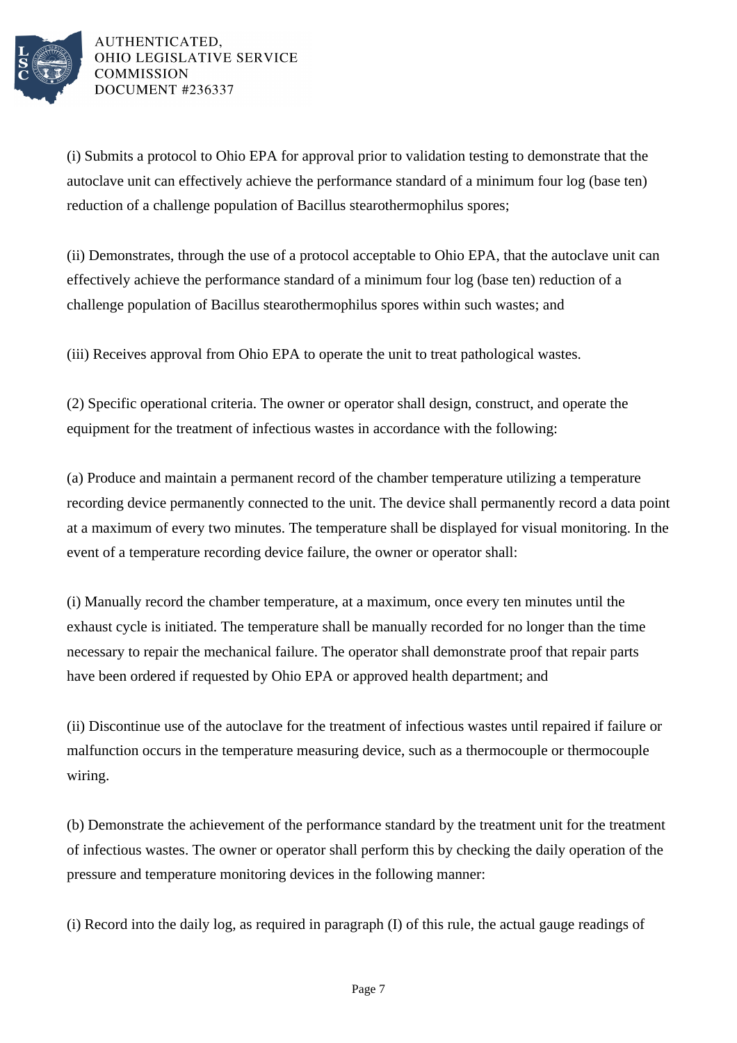(i) Submits a protocol to Ohio EPA for approval prior to validation testing to demonstrate that the autoclave unit can effectively achieve the performance standard of a minimum four log (base ten) reduction of a challenge population of Bacillus stearothermophilus spores;

(ii) Demonstrates, through the use of a protocol acceptable to Ohio EPA, that the autoclave unit can effectively achieve the performance standard of a minimum four log (base ten) reduction of a challenge population of Bacillus stearothermophilus spores within such wastes; and

(iii) Receives approval from Ohio EPA to operate the unit to treat pathological wastes.

(2) Specific operational criteria. The owner or operator shall design, construct, and operate the equipment for the treatment of infectious wastes in accordance with the following:

(a) Produce and maintain a permanent record of the chamber temperature utilizing a temperature recording device permanently connected to the unit. The device shall permanently record a data point at a maximum of every two minutes. The temperature shall be displayed for visual monitoring. In the event of a temperature recording device failure, the owner or operator shall:

(i) Manually record the chamber temperature, at a maximum, once every ten minutes until the exhaust cycle is initiated. The temperature shall be manually recorded for no longer than the time necessary to repair the mechanical failure. The operator shall demonstrate proof that repair parts have been ordered if requested by Ohio EPA or approved health department; and

(ii) Discontinue use of the autoclave for the treatment of infectious wastes until repaired if failure or malfunction occurs in the temperature measuring device, such as a thermocouple or thermocouple wiring.

(b) Demonstrate the achievement of the performance standard by the treatment unit for the treatment of infectious wastes. The owner or operator shall perform this by checking the daily operation of the pressure and temperature monitoring devices in the following manner:

(i) Record into the daily log, as required in paragraph (I) of this rule, the actual gauge readings of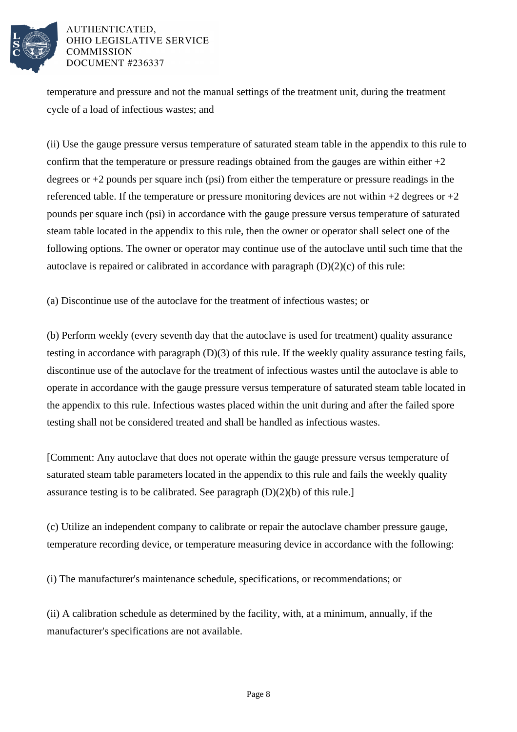temperature and pressure and not the manual settings of the treatment unit, during the treatment cycle of a load of infectious wastes; and

(ii) Use the gauge pressure versus temperature of saturated steam table in the appendix to this rule to confirm that the temperature or pressure readings obtained from the gauges are within either +2 degrees or +2 pounds per square inch (psi) from either the temperature or pressure readings in the referenced table. If the temperature or pressure monitoring devices are not within +2 degrees or +2 pounds per square inch (psi) in accordance with the gauge pressure versus temperature of saturated steam table located in the appendix to this rule, then the owner or operator shall select one of the following options. The owner or operator may continue use of the autoclave until such time that the autoclave is repaired or calibrated in accordance with paragraph (D)(2)(c) of this rule:

(a) Discontinue use of the autoclave for the treatment of infectious wastes; or

(b) Perform weekly (every seventh day that the autoclave is used for treatment) quality assurance testing in accordance with paragraph (D)(3) of this rule. If the weekly quality assurance testing fails, discontinue use of the autoclave for the treatment of infectious wastes until the autoclave is able to operate in accordance with the gauge pressure versus temperature of saturated steam table located in the appendix to this rule. Infectious wastes placed within the unit during and after the failed spore testing shall not be considered treated and shall be handled as infectious wastes.

[Comment: Any autoclave that does not operate within the gauge pressure versus temperature of saturated steam table parameters located in the appendix to this rule and fails the weekly quality assurance testing is to be calibrated. See paragraph (D)(2)(b) of this rule.]

(c) Utilize an independent company to calibrate or repair the autoclave chamber pressure gauge, temperature recording device, or temperature measuring device in accordance with the following:

(i) The manufacturer's maintenance schedule, specifications, or recommendations; or

(ii) A calibration schedule as determined by the facility, with, at a minimum, annually, if the manufacturer's specifications are not available.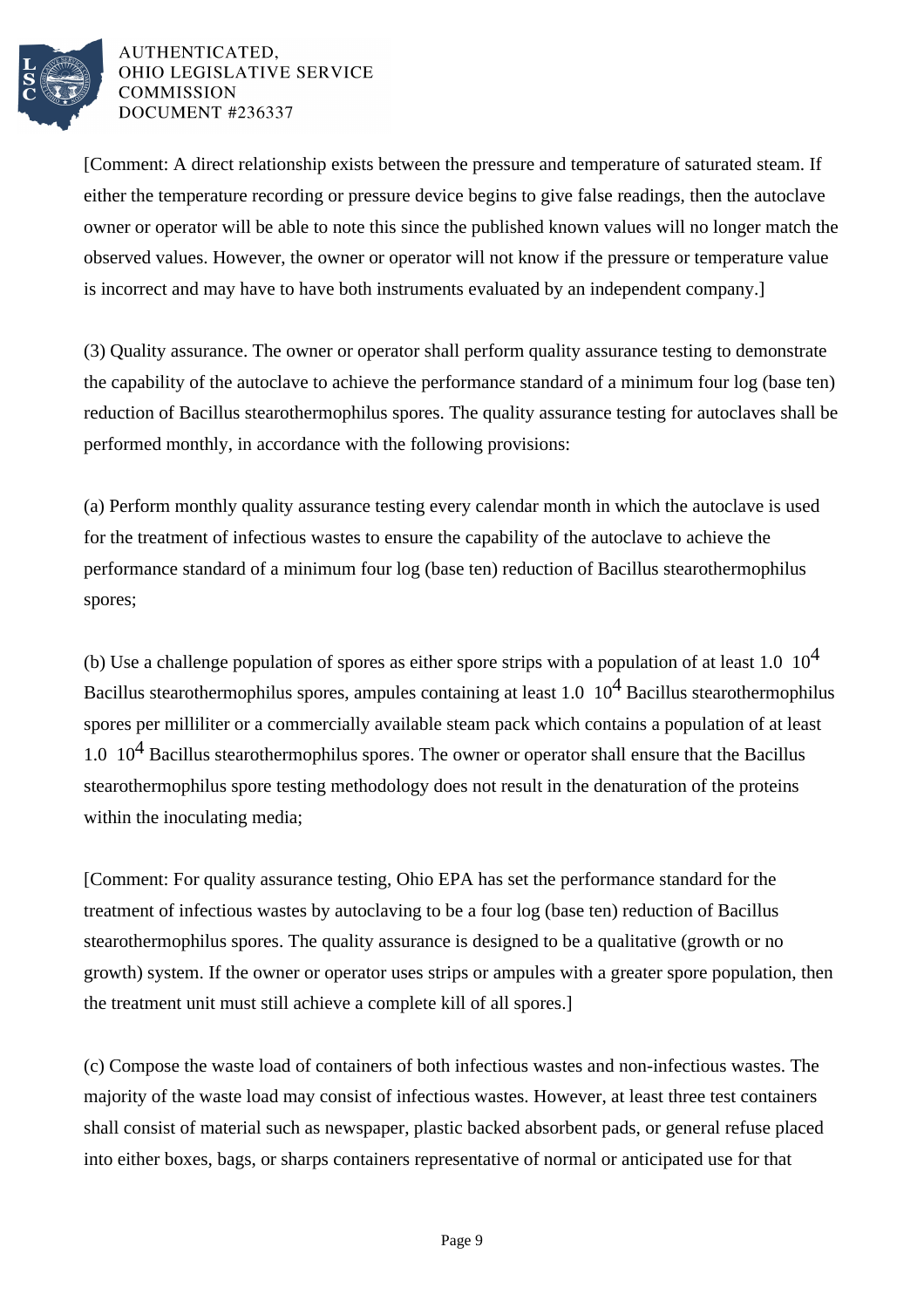[Comment: A direct relationship exists between the pressure and temperature of saturated steam. If either the temperature recording or pressure device begins to give false readings, then the autoclave owner or operator will be able to note this since the published known values will no longer match the observed values. However, the owner or operator will not know if the pressure or temperature value is incorrect and may have to have both instruments evaluated by an independent company.]

(3) Quality assurance. The owner or operator shall perform quality assurance testing to demonstrate the capability of the autoclave to achieve the performance standard of a minimum four log (base ten) reduction of Bacillus stearothermophilus spores. The quality assurance testing for autoclaves shall be performed monthly, in accordance with the following provisions:

(a) Perform monthly quality assurance testing every calendar month in which the autoclave is used for the treatment of infectious wastes to ensure the capability of the autoclave to achieve the performance standard of a minimum four log (base ten) reduction of Bacillus stearothermophilus spores;

(b) Use a challenge population of spores as either spore strips with a population of at least $1.0 \; 10^4$ Bacillus stearothermophilus spores, ampules containing at least $1.0 \; 10^4$ Bacillus stearothermophilus spores per milliliter or a commercially available steam pack which contains a population of at least $1.0 \; 10^4$ Bacillus stearothermophilus spores. The owner or operator shall ensure that the Bacillus stearothermophilus spore testing methodology does not result in the denaturation of the proteins within the inoculating media;

[Comment: For quality assurance testing, Ohio EPA has set the performance standard for the treatment of infectious wastes by autoclaving to be a four log (base ten) reduction of Bacillus stearothermophilus spores. The quality assurance is designed to be a qualitative (growth or no growth) system. If the owner or operator uses strips or ampules with a greater spore population, then the treatment unit must still achieve a complete kill of all spores.]

(c) Compose the waste load of containers of both infectious wastes and non-infectious wastes. The majority of the waste load may consist of infectious wastes. However, at least three test containers shall consist of material such as newspaper, plastic backed absorbent pads, or general refuse placed into either boxes, bags, or sharps containers representative of normal or anticipated use for that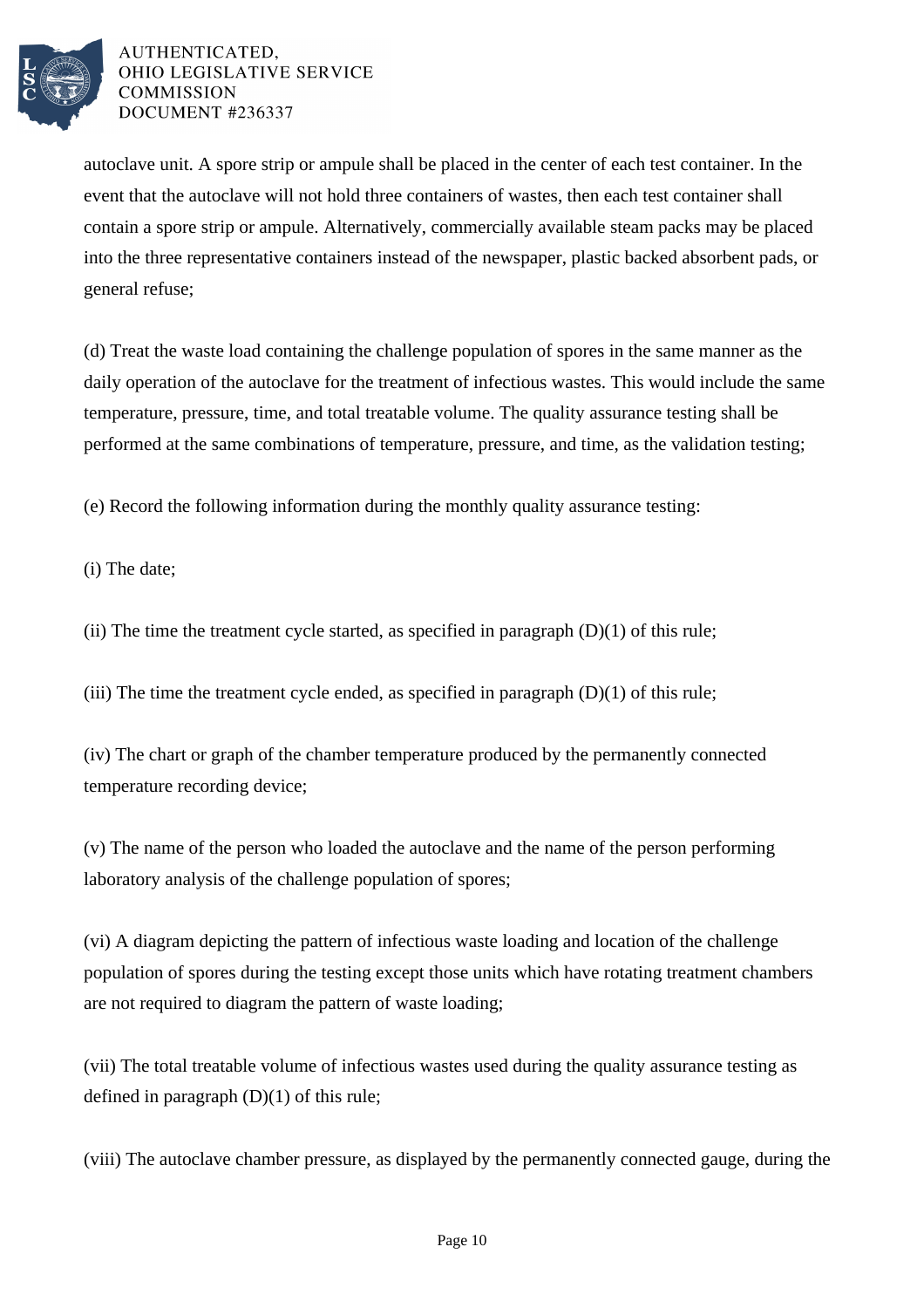autoclave unit. A spore strip or ampule shall be placed in the center of each test container. In the event that the autoclave will not hold three containers of wastes, then each test container shall contain a spore strip or ampule. Alternatively, commercially available steam packs may be placed into the three representative containers instead of the newspaper, plastic backed absorbent pads, or general refuse;

(d) Treat the waste load containing the challenge population of spores in the same manner as the daily operation of the autoclave for the treatment of infectious wastes. This would include the same temperature, pressure, time, and total treatable volume. The quality assurance testing shall be performed at the same combinations of temperature, pressure, and time, as the validation testing;

(e) Record the following information during the monthly quality assurance testing:

(i) The date;

(ii) The time the treatment cycle started, as specified in paragraph (D)(1) of this rule;

(iii) The time the treatment cycle ended, as specified in paragraph (D)(1) of this rule;

(iv) The chart or graph of the chamber temperature produced by the permanently connected temperature recording device;

(v) The name of the person who loaded the autoclave and the name of the person performing laboratory analysis of the challenge population of spores;

(vi) A diagram depicting the pattern of infectious waste loading and location of the challenge population of spores during the testing except those units which have rotating treatment chambers are not required to diagram the pattern of waste loading;

(vii) The total treatable volume of infectious wastes used during the quality assurance testing as defined in paragraph (D)(1) of this rule;

(viii) The autoclave chamber pressure, as displayed by the permanently connected gauge, during the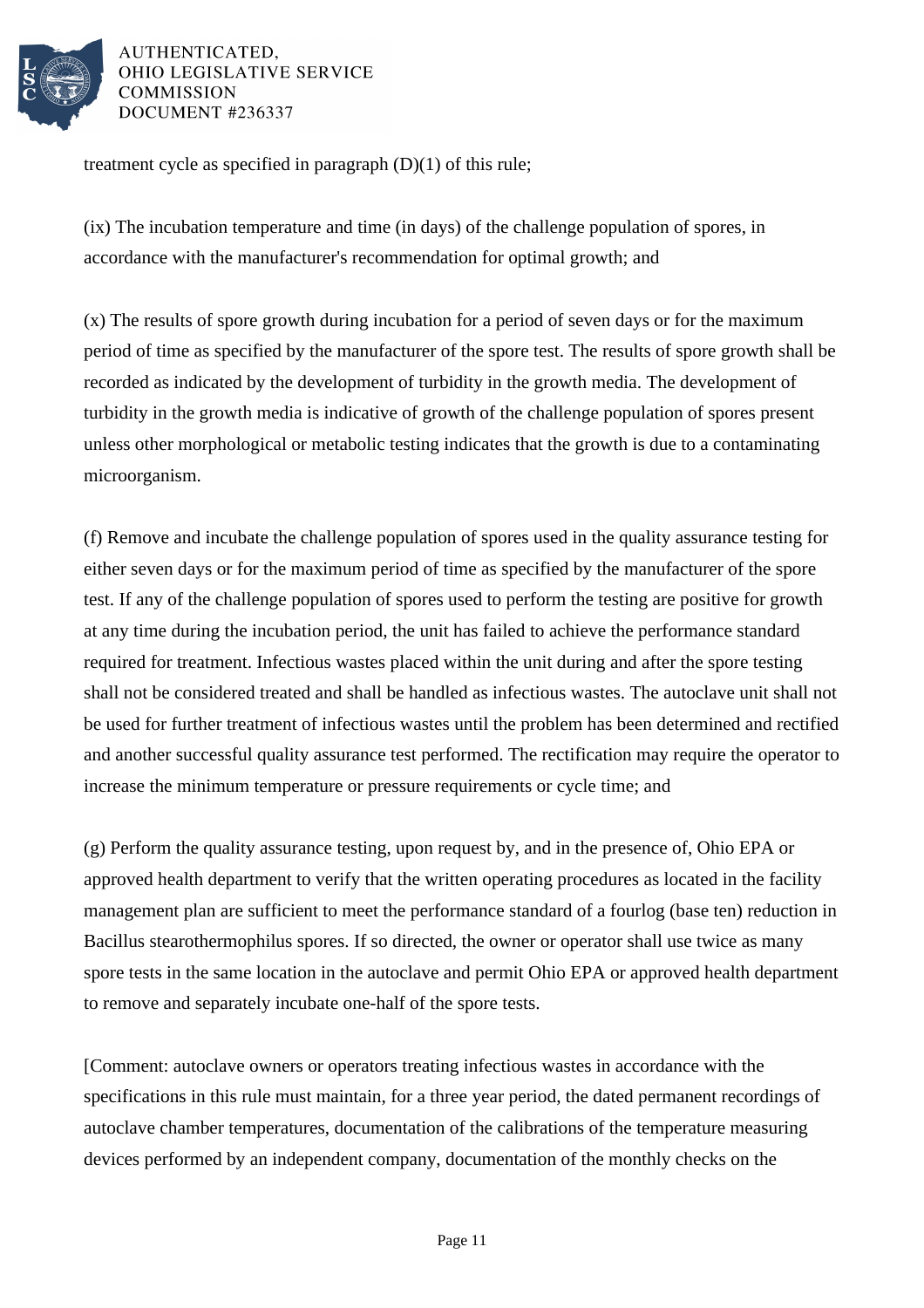treatment cycle as specified in paragraph (D)(1) of this rule;

(ix) The incubation temperature and time (in days) of the challenge population of spores, in accordance with the manufacturer's recommendation for optimal growth; and

(x) The results of spore growth during incubation for a period of seven days or for the maximum period of time as specified by the manufacturer of the spore test. The results of spore growth shall be recorded as indicated by the development of turbidity in the growth media. The development of turbidity in the growth media is indicative of growth of the challenge population of spores present unless other morphological or metabolic testing indicates that the growth is due to a contaminating microorganism.

(f) Remove and incubate the challenge population of spores used in the quality assurance testing for either seven days or for the maximum period of time as specified by the manufacturer of the spore test. If any of the challenge population of spores used to perform the testing are positive for growth at any time during the incubation period, the unit has failed to achieve the performance standard required for treatment. Infectious wastes placed within the unit during and after the spore testing shall not be considered treated and shall be handled as infectious wastes. The autoclave unit shall not be used for further treatment of infectious wastes until the problem has been determined and rectified and another successful quality assurance test performed. The rectification may require the operator to increase the minimum temperature or pressure requirements or cycle time; and

(g) Perform the quality assurance testing, upon request by, and in the presence of, Ohio EPA or approved health department to verify that the written operating procedures as located in the facility management plan are sufficient to meet the performance standard of a fourlog (base ten) reduction in Bacillus stearothermophilus spores. If so directed, the owner or operator shall use twice as many spore tests in the same location in the autoclave and permit Ohio EPA or approved health department to remove and separately incubate one-half of the spore tests.

[Comment: autoclave owners or operators treating infectious wastes in accordance with the specifications in this rule must maintain, for a three year period, the dated permanent recordings of autoclave chamber temperatures, documentation of the calibrations of the temperature measuring devices performed by an independent company, documentation of the monthly checks on the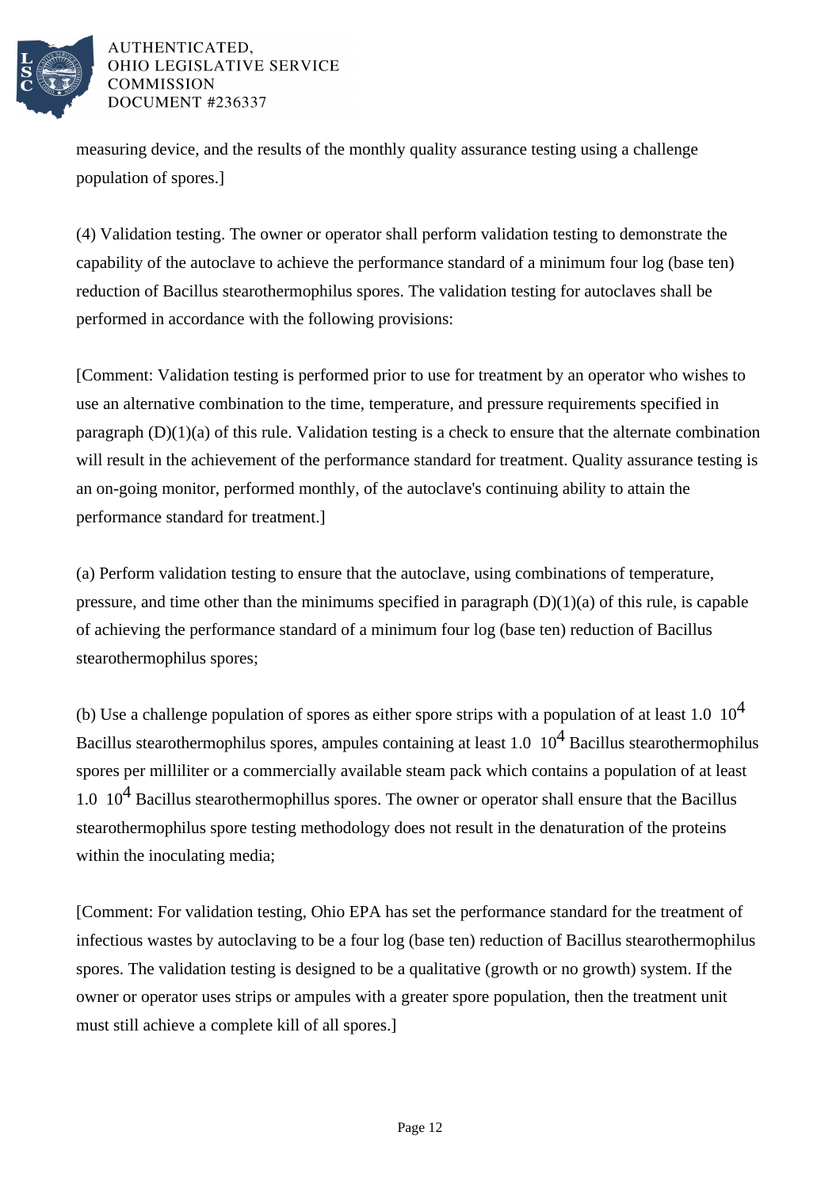measuring device, and the results of the monthly quality assurance testing using a challenge population of spores.]

(4) Validation testing. The owner or operator shall perform validation testing to demonstrate the capability of the autoclave to achieve the performance standard of a minimum four log (base ten) reduction of Bacillus stearothermophilus spores. The validation testing for autoclaves shall be performed in accordance with the following provisions:

[Comment: Validation testing is performed prior to use for treatment by an operator who wishes to use an alternative combination to the time, temperature, and pressure requirements specified in paragraph (D)(1)(a) of this rule. Validation testing is a check to ensure that the alternate combination will result in the achievement of the performance standard for treatment. Quality assurance testing is an on-going monitor, performed monthly, of the autoclave's continuing ability to attain the performance standard for treatment.]

(a) Perform validation testing to ensure that the autoclave, using combinations of temperature, pressure, and time other than the minimums specified in paragraph (D)(1)(a) of this rule, is capable of achieving the performance standard of a minimum four log (base ten) reduction of Bacillus stearothermophilus spores;

(b) Use a challenge population of spores as either spore strips with a population of at least $1.0 \ 10^4$ Bacillus stearothermophilus spores, ampules containing at least $1.0 \ 10^4$ Bacillus stearothermophilus spores per milliliter or a commercially available steam pack which contains a population of at least $1.0 \ 10^4$ Bacillus stearothermophillus spores. The owner or operator shall ensure that the Bacillus stearothermophilus spore testing methodology does not result in the denaturation of the proteins within the inoculating media;

[Comment: For validation testing, Ohio EPA has set the performance standard for the treatment of infectious wastes by autoclaving to be a four log (base ten) reduction of Bacillus stearothermophilus spores. The validation testing is designed to be a qualitative (growth or no growth) system. If the owner or operator uses strips or ampules with a greater spore population, then the treatment unit must still achieve a complete kill of all spores.]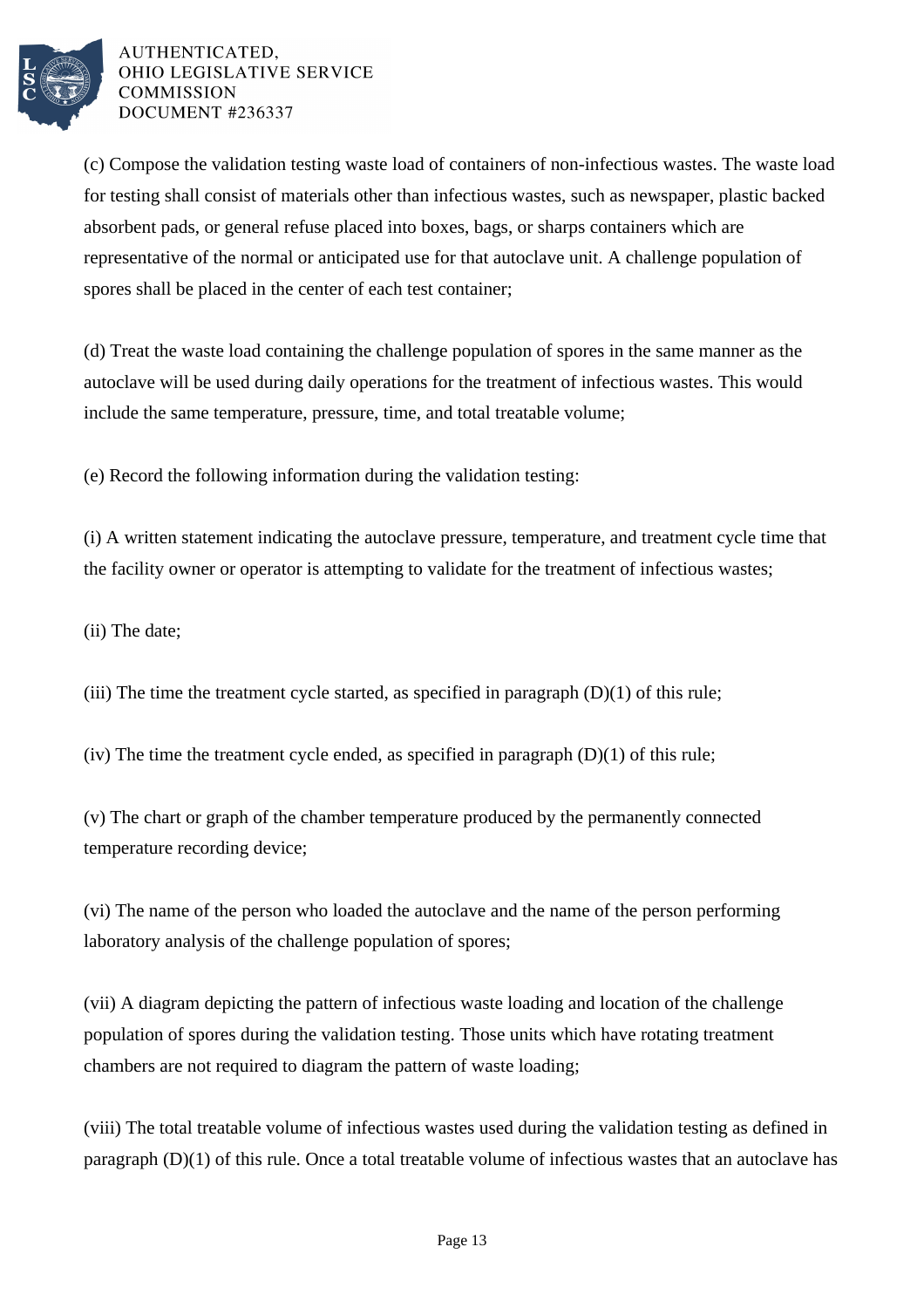(c) Compose the validation testing waste load of containers of non-infectious wastes. The waste load for testing shall consist of materials other than infectious wastes, such as newspaper, plastic backed absorbent pads, or general refuse placed into boxes, bags, or sharps containers which are representative of the normal or anticipated use for that autoclave unit. A challenge population of spores shall be placed in the center of each test container;

(d) Treat the waste load containing the challenge population of spores in the same manner as the autoclave will be used during daily operations for the treatment of infectious wastes. This would include the same temperature, pressure, time, and total treatable volume;

(e) Record the following information during the validation testing:

(i) A written statement indicating the autoclave pressure, temperature, and treatment cycle time that the facility owner or operator is attempting to validate for the treatment of infectious wastes;

(ii) The date;

(iii) The time the treatment cycle started, as specified in paragraph (D)(1) of this rule;

(iv) The time the treatment cycle ended, as specified in paragraph (D)(1) of this rule;

(v) The chart or graph of the chamber temperature produced by the permanently connected temperature recording device;

(vi) The name of the person who loaded the autoclave and the name of the person performing laboratory analysis of the challenge population of spores;

(vii) A diagram depicting the pattern of infectious waste loading and location of the challenge population of spores during the validation testing. Those units which have rotating treatment chambers are not required to diagram the pattern of waste loading;

(viii) The total treatable volume of infectious wastes used during the validation testing as defined in paragraph (D)(1) of this rule. Once a total treatable volume of infectious wastes that an autoclave has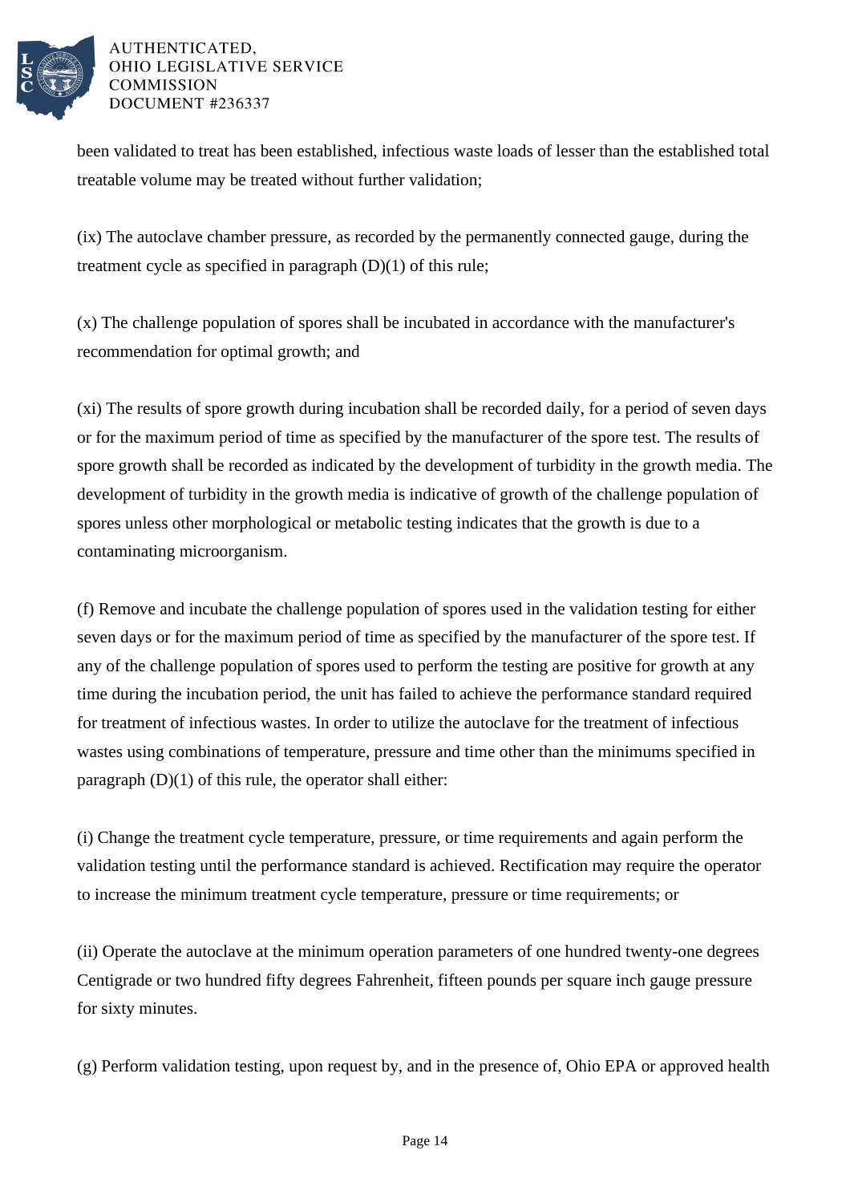been validated to treat has been established, infectious waste loads of lesser than the established total treatable volume may be treated without further validation;

(ix) The autoclave chamber pressure, as recorded by the permanently connected gauge, during the treatment cycle as specified in paragraph (D)(1) of this rule;

(x) The challenge population of spores shall be incubated in accordance with the manufacturer's recommendation for optimal growth; and

(xi) The results of spore growth during incubation shall be recorded daily, for a period of seven days or for the maximum period of time as specified by the manufacturer of the spore test. The results of spore growth shall be recorded as indicated by the development of turbidity in the growth media. The development of turbidity in the growth media is indicative of growth of the challenge population of spores unless other morphological or metabolic testing indicates that the growth is due to a contaminating microorganism.

(f) Remove and incubate the challenge population of spores used in the validation testing for either seven days or for the maximum period of time as specified by the manufacturer of the spore test. If any of the challenge population of spores used to perform the testing are positive for growth at any time during the incubation period, the unit has failed to achieve the performance standard required for treatment of infectious wastes. In order to utilize the autoclave for the treatment of infectious wastes using combinations of temperature, pressure and time other than the minimums specified in paragraph (D)(1) of this rule, the operator shall either:

(i) Change the treatment cycle temperature, pressure, or time requirements and again perform the validation testing until the performance standard is achieved. Rectification may require the operator to increase the minimum treatment cycle temperature, pressure or time requirements; or

(ii) Operate the autoclave at the minimum operation parameters of one hundred twenty-one degrees Centigrade or two hundred fifty degrees Fahrenheit, fifteen pounds per square inch gauge pressure for sixty minutes.

(g) Perform validation testing, upon request by, and in the presence of, Ohio EPA or approved health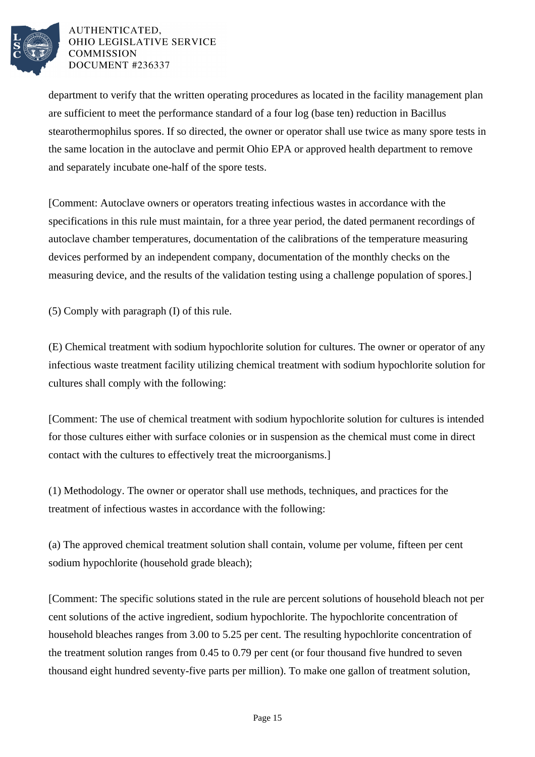department to verify that the written operating procedures as located in the facility management plan are sufficient to meet the performance standard of a four log (base ten) reduction in Bacillus stearothermophilus spores. If so directed, the owner or operator shall use twice as many spore tests in the same location in the autoclave and permit Ohio EPA or approved health department to remove and separately incubate one-half of the spore tests.

[Comment: Autoclave owners or operators treating infectious wastes in accordance with the specifications in this rule must maintain, for a three year period, the dated permanent recordings of autoclave chamber temperatures, documentation of the calibrations of the temperature measuring devices performed by an independent company, documentation of the monthly checks on the measuring device, and the results of the validation testing using a challenge population of spores.]

(5) Comply with paragraph (I) of this rule.

(E) Chemical treatment with sodium hypochlorite solution for cultures. The owner or operator of any infectious waste treatment facility utilizing chemical treatment with sodium hypochlorite solution for cultures shall comply with the following:

[Comment: The use of chemical treatment with sodium hypochlorite solution for cultures is intended for those cultures either with surface colonies or in suspension as the chemical must come in direct contact with the cultures to effectively treat the microorganisms.]

(1) Methodology. The owner or operator shall use methods, techniques, and practices for the treatment of infectious wastes in accordance with the following:

(a) The approved chemical treatment solution shall contain, volume per volume, fifteen per cent sodium hypochlorite (household grade bleach);

[Comment: The specific solutions stated in the rule are percent solutions of household bleach not per cent solutions of the active ingredient, sodium hypochlorite. The hypochlorite concentration of household bleaches ranges from 3.00 to 5.25 per cent. The resulting hypochlorite concentration of the treatment solution ranges from 0.45 to 0.79 per cent (or four thousand five hundred to seven thousand eight hundred seventy-five parts per million). To make one gallon of treatment solution,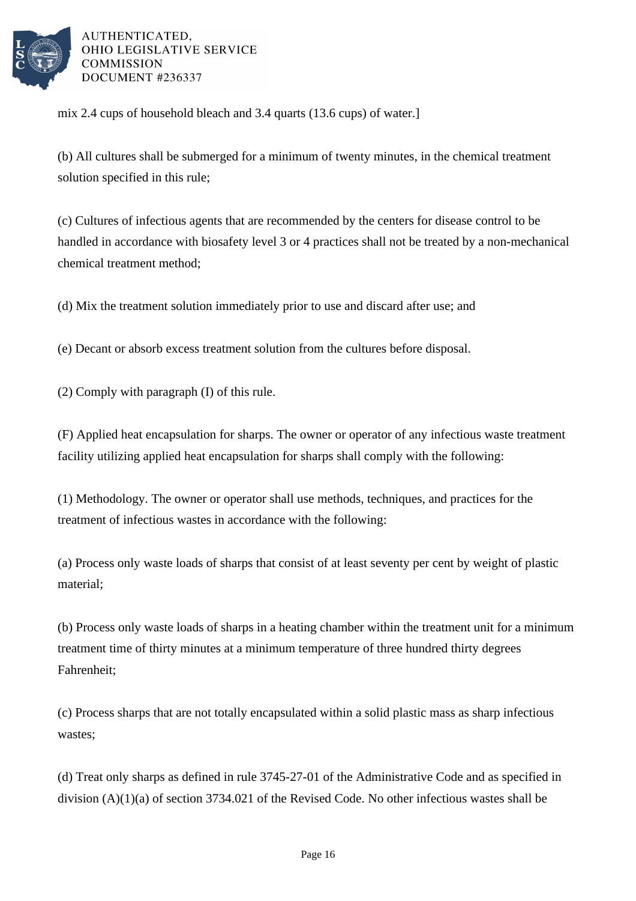mix 2.4 cups of household bleach and 3.4 quarts (13.6 cups) of water.]

(b) All cultures shall be submerged for a minimum of twenty minutes, in the chemical treatment solution specified in this rule;

(c) Cultures of infectious agents that are recommended by the centers for disease control to be handled in accordance with biosafety level 3 or 4 practices shall not be treated by a non-mechanical chemical treatment method;

(d) Mix the treatment solution immediately prior to use and discard after use; and

(e) Decant or absorb excess treatment solution from the cultures before disposal.

(2) Comply with paragraph (I) of this rule.

(F) Applied heat encapsulation for sharps. The owner or operator of any infectious waste treatment facility utilizing applied heat encapsulation for sharps shall comply with the following:

(1) Methodology. The owner or operator shall use methods, techniques, and practices for the treatment of infectious wastes in accordance with the following:

(a) Process only waste loads of sharps that consist of at least seventy per cent by weight of plastic material;

(b) Process only waste loads of sharps in a heating chamber within the treatment unit for a minimum treatment time of thirty minutes at a minimum temperature of three hundred thirty degrees Fahrenheit;

(c) Process sharps that are not totally encapsulated within a solid plastic mass as sharp infectious wastes;

(d) Treat only sharps as defined in rule 3745-27-01 of the Administrative Code and as specified in division (A)(1)(a) of section 3734.021 of the Revised Code. No other infectious wastes shall be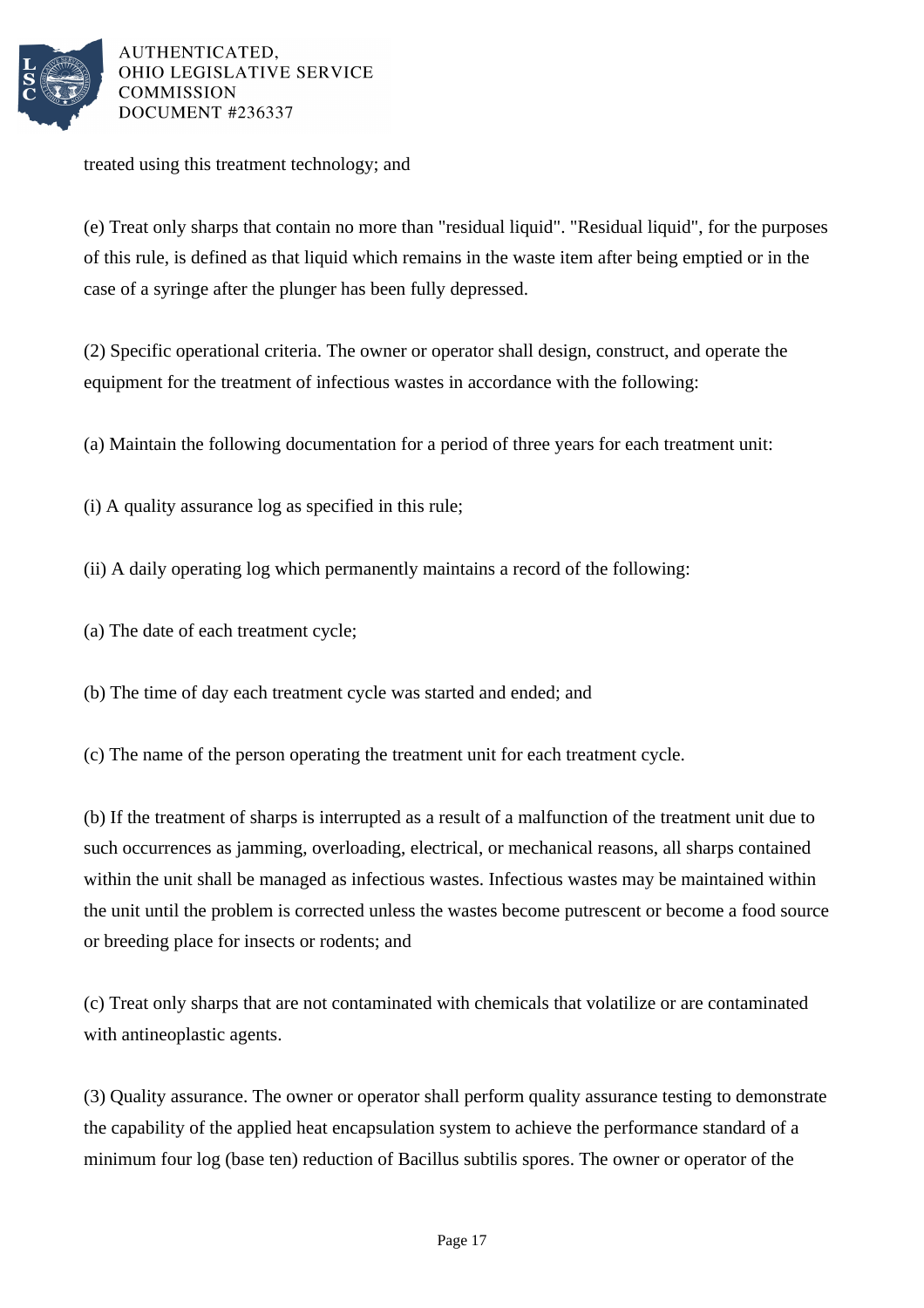treated using this treatment technology; and

(e) Treat only sharps that contain no more than "residual liquid". "Residual liquid", for the purposes of this rule, is defined as that liquid which remains in the waste item after being emptied or in the case of a syringe after the plunger has been fully depressed.

(2) Specific operational criteria. The owner or operator shall design, construct, and operate the equipment for the treatment of infectious wastes in accordance with the following:

(a) Maintain the following documentation for a period of three years for each treatment unit:

(i) A quality assurance log as specified in this rule;

(ii) A daily operating log which permanently maintains a record of the following:

(a) The date of each treatment cycle;

(b) The time of day each treatment cycle was started and ended; and

(c) The name of the person operating the treatment unit for each treatment cycle.

(b) If the treatment of sharps is interrupted as a result of a malfunction of the treatment unit due to such occurrences as jamming, overloading, electrical, or mechanical reasons, all sharps contained within the unit shall be managed as infectious wastes. Infectious wastes may be maintained within the unit until the problem is corrected unless the wastes become putrescent or become a food source or breeding place for insects or rodents; and

(c) Treat only sharps that are not contaminated with chemicals that volatilize or are contaminated with antineoplastic agents.

(3) Quality assurance. The owner or operator shall perform quality assurance testing to demonstrate the capability of the applied heat encapsulation system to achieve the performance standard of a minimum four log (base ten) reduction of Bacillus subtilis spores. The owner or operator of the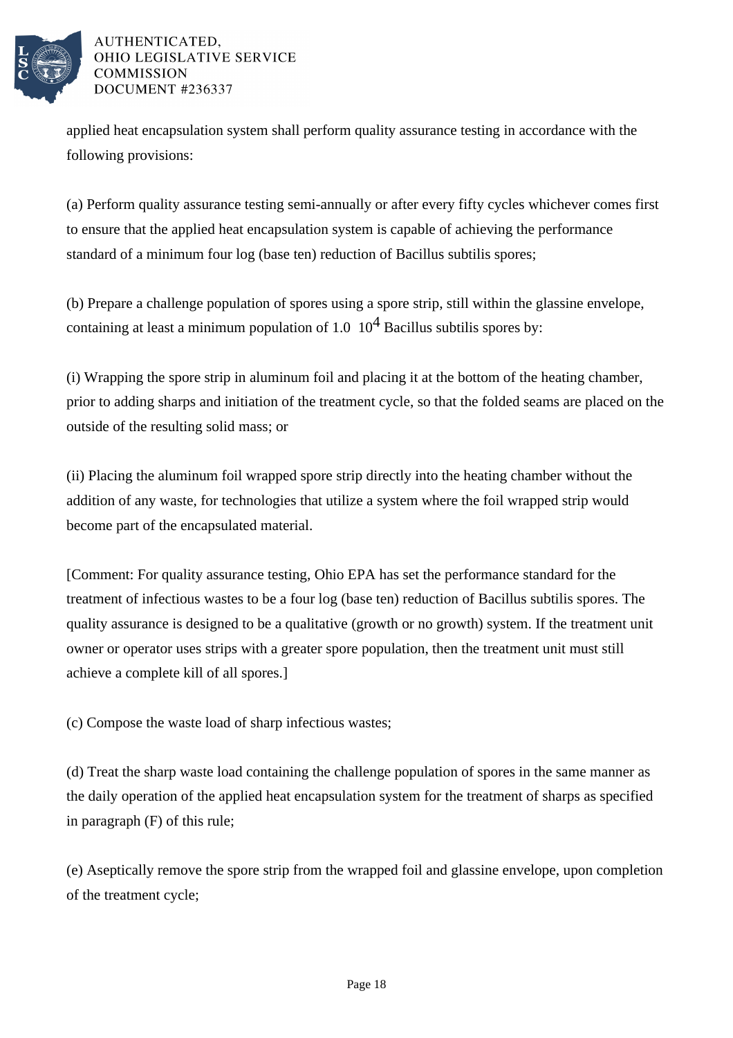applied heat encapsulation system shall perform quality assurance testing in accordance with the following provisions:

(a) Perform quality assurance testing semi-annually or after every fifty cycles whichever comes first to ensure that the applied heat encapsulation system is capable of achieving the performance standard of a minimum four log (base ten) reduction of Bacillus subtilis spores;

(b) Prepare a challenge population of spores using a spore strip, still within the glassine envelope, containing at least a minimum population of $1.0 \; 10^4$ Bacillus subtilis spores by:

(i) Wrapping the spore strip in aluminum foil and placing it at the bottom of the heating chamber, prior to adding sharps and initiation of the treatment cycle, so that the folded seams are placed on the outside of the resulting solid mass; or

(ii) Placing the aluminum foil wrapped spore strip directly into the heating chamber without the addition of any waste, for technologies that utilize a system where the foil wrapped strip would become part of the encapsulated material.

[Comment: For quality assurance testing, Ohio EPA has set the performance standard for the treatment of infectious wastes to be a four log (base ten) reduction of Bacillus subtilis spores. The quality assurance is designed to be a qualitative (growth or no growth) system. If the treatment unit owner or operator uses strips with a greater spore population, then the treatment unit must still achieve a complete kill of all spores.]

(c) Compose the waste load of sharp infectious wastes;

(d) Treat the sharp waste load containing the challenge population of spores in the same manner as the daily operation of the applied heat encapsulation system for the treatment of sharps as specified in paragraph (F) of this rule;

(e) Aseptically remove the spore strip from the wrapped foil and glassine envelope, upon completion of the treatment cycle;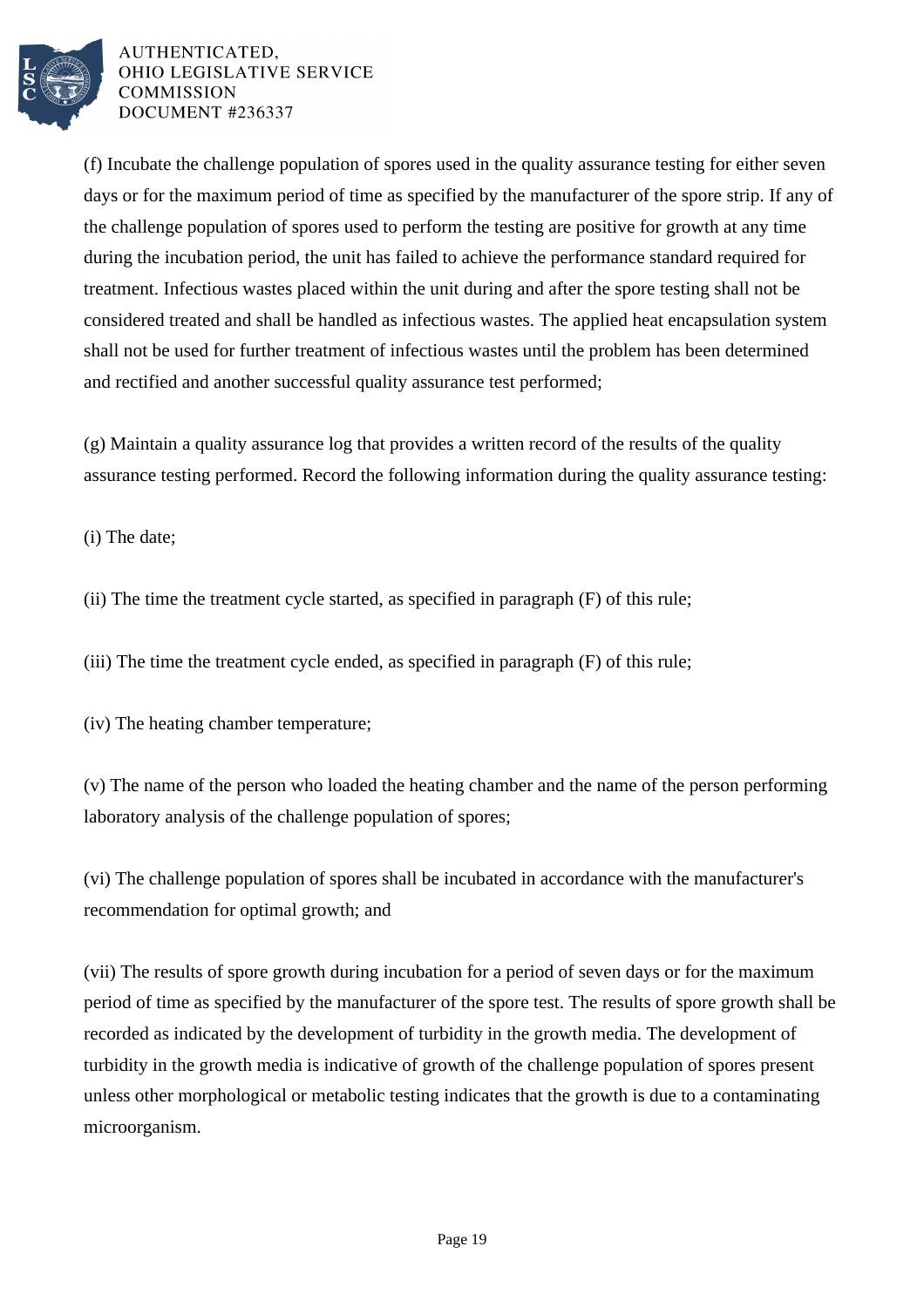(f) Incubate the challenge population of spores used in the quality assurance testing for either seven days or for the maximum period of time as specified by the manufacturer of the spore strip. If any of the challenge population of spores used to perform the testing are positive for growth at any time during the incubation period, the unit has failed to achieve the performance standard required for treatment. Infectious wastes placed within the unit during and after the spore testing shall not be considered treated and shall be handled as infectious wastes. The applied heat encapsulation system shall not be used for further treatment of infectious wastes until the problem has been determined and rectified and another successful quality assurance test performed;

(g) Maintain a quality assurance log that provides a written record of the results of the quality assurance testing performed. Record the following information during the quality assurance testing:

(i) The date;

(ii) The time the treatment cycle started, as specified in paragraph (F) of this rule;

(iii) The time the treatment cycle ended, as specified in paragraph (F) of this rule;

(iv) The heating chamber temperature;

(v) The name of the person who loaded the heating chamber and the name of the person performing laboratory analysis of the challenge population of spores;

(vi) The challenge population of spores shall be incubated in accordance with the manufacturer's recommendation for optimal growth; and

(vii) The results of spore growth during incubation for a period of seven days or for the maximum period of time as specified by the manufacturer of the spore test. The results of spore growth shall be recorded as indicated by the development of turbidity in the growth media. The development of turbidity in the growth media is indicative of growth of the challenge population of spores present unless other morphological or metabolic testing indicates that the growth is due to a contaminating microorganism.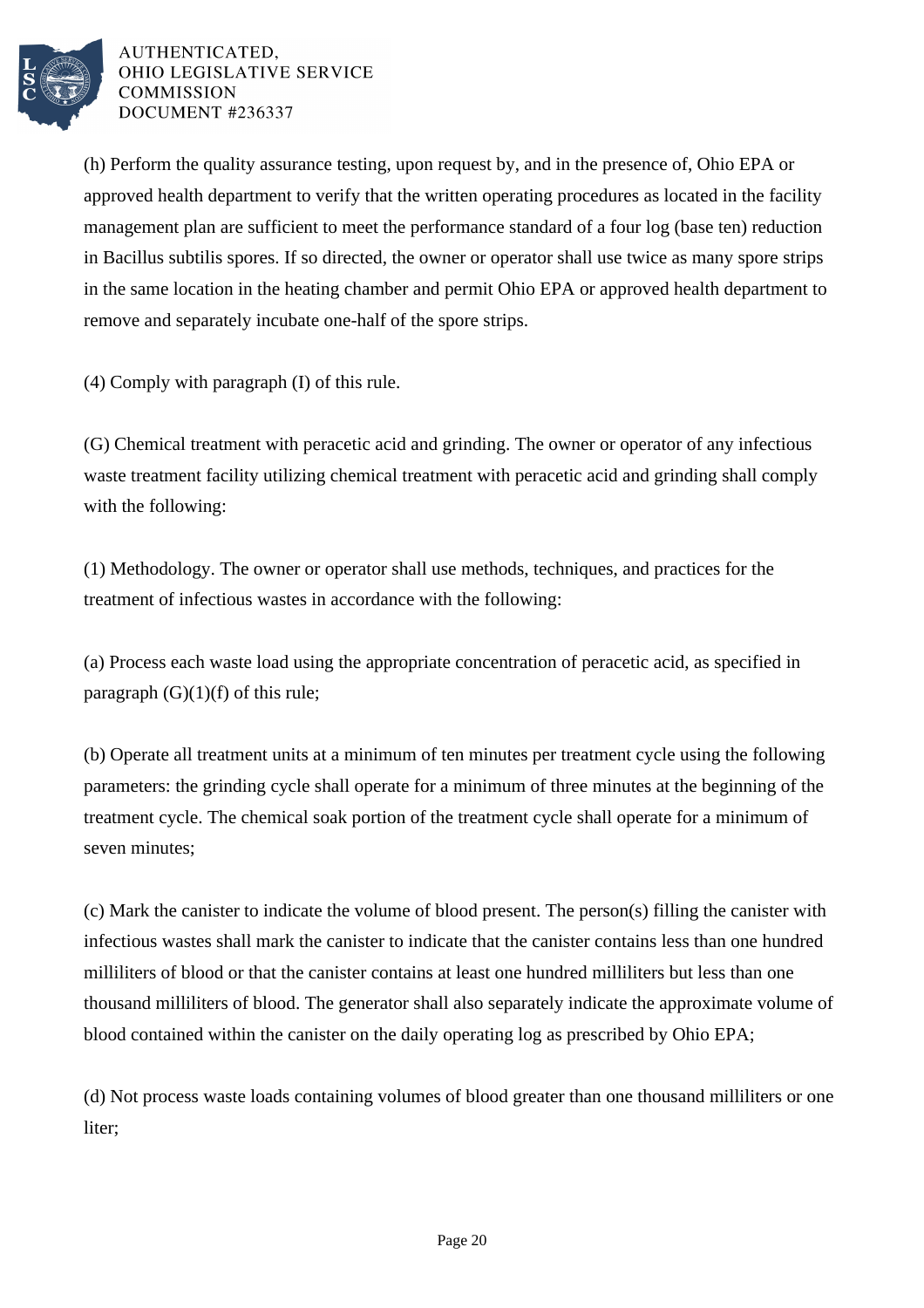(h) Perform the quality assurance testing, upon request by, and in the presence of, Ohio EPA or approved health department to verify that the written operating procedures as located in the facility management plan are sufficient to meet the performance standard of a four log (base ten) reduction in Bacillus subtilis spores. If so directed, the owner or operator shall use twice as many spore strips in the same location in the heating chamber and permit Ohio EPA or approved health department to remove and separately incubate one-half of the spore strips.

(4) Comply with paragraph (I) of this rule.

(G) Chemical treatment with peracetic acid and grinding. The owner or operator of any infectious waste treatment facility utilizing chemical treatment with peracetic acid and grinding shall comply with the following:

(1) Methodology. The owner or operator shall use methods, techniques, and practices for the treatment of infectious wastes in accordance with the following:

(a) Process each waste load using the appropriate concentration of peracetic acid, as specified in paragraph (G)(1)(f) of this rule;

(b) Operate all treatment units at a minimum of ten minutes per treatment cycle using the following parameters: the grinding cycle shall operate for a minimum of three minutes at the beginning of the treatment cycle. The chemical soak portion of the treatment cycle shall operate for a minimum of seven minutes;

(c) Mark the canister to indicate the volume of blood present. The person(s) filling the canister with infectious wastes shall mark the canister to indicate that the canister contains less than one hundred milliliters of blood or that the canister contains at least one hundred milliliters but less than one thousand milliliters of blood. The generator shall also separately indicate the approximate volume of blood contained within the canister on the daily operating log as prescribed by Ohio EPA;

(d) Not process waste loads containing volumes of blood greater than one thousand milliliters or one liter;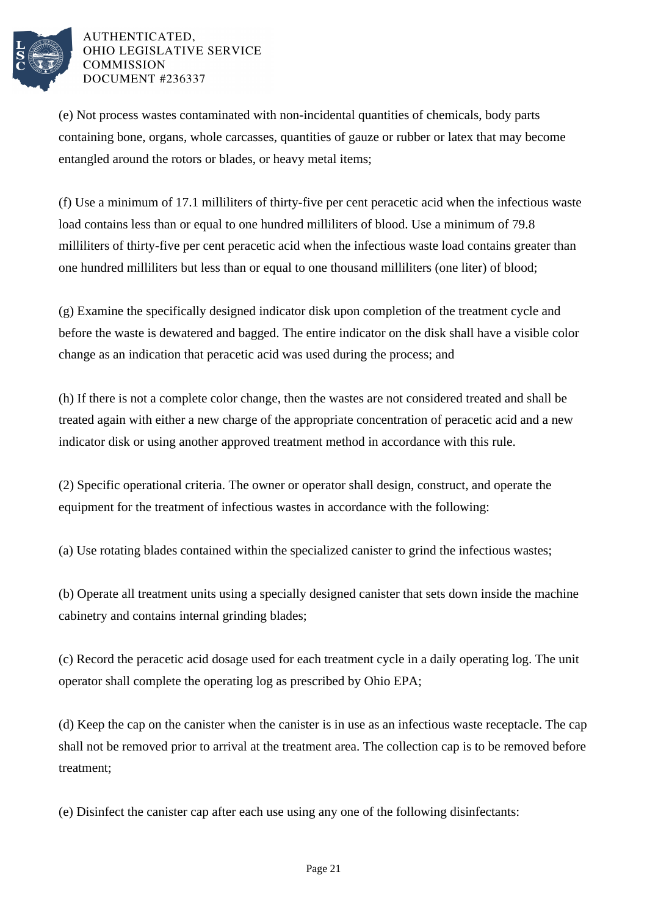(e) Not process wastes contaminated with non-incidental quantities of chemicals, body parts containing bone, organs, whole carcasses, quantities of gauze or rubber or latex that may become entangled around the rotors or blades, or heavy metal items;

(f) Use a minimum of 17.1 milliliters of thirty-five per cent peracetic acid when the infectious waste load contains less than or equal to one hundred milliliters of blood. Use a minimum of 79.8 milliliters of thirty-five per cent peracetic acid when the infectious waste load contains greater than one hundred milliliters but less than or equal to one thousand milliliters (one liter) of blood;

(g) Examine the specifically designed indicator disk upon completion of the treatment cycle and before the waste is dewatered and bagged. The entire indicator on the disk shall have a visible color change as an indication that peracetic acid was used during the process; and

(h) If there is not a complete color change, then the wastes are not considered treated and shall be treated again with either a new charge of the appropriate concentration of peracetic acid and a new indicator disk or using another approved treatment method in accordance with this rule.

(2) Specific operational criteria. The owner or operator shall design, construct, and operate the equipment for the treatment of infectious wastes in accordance with the following:

(a) Use rotating blades contained within the specialized canister to grind the infectious wastes;

(b) Operate all treatment units using a specially designed canister that sets down inside the machine cabinetry and contains internal grinding blades;

(c) Record the peracetic acid dosage used for each treatment cycle in a daily operating log. The unit operator shall complete the operating log as prescribed by Ohio EPA;

(d) Keep the cap on the canister when the canister is in use as an infectious waste receptacle. The cap shall not be removed prior to arrival at the treatment area. The collection cap is to be removed before treatment;

(e) Disinfect the canister cap after each use using any one of the following disinfectants: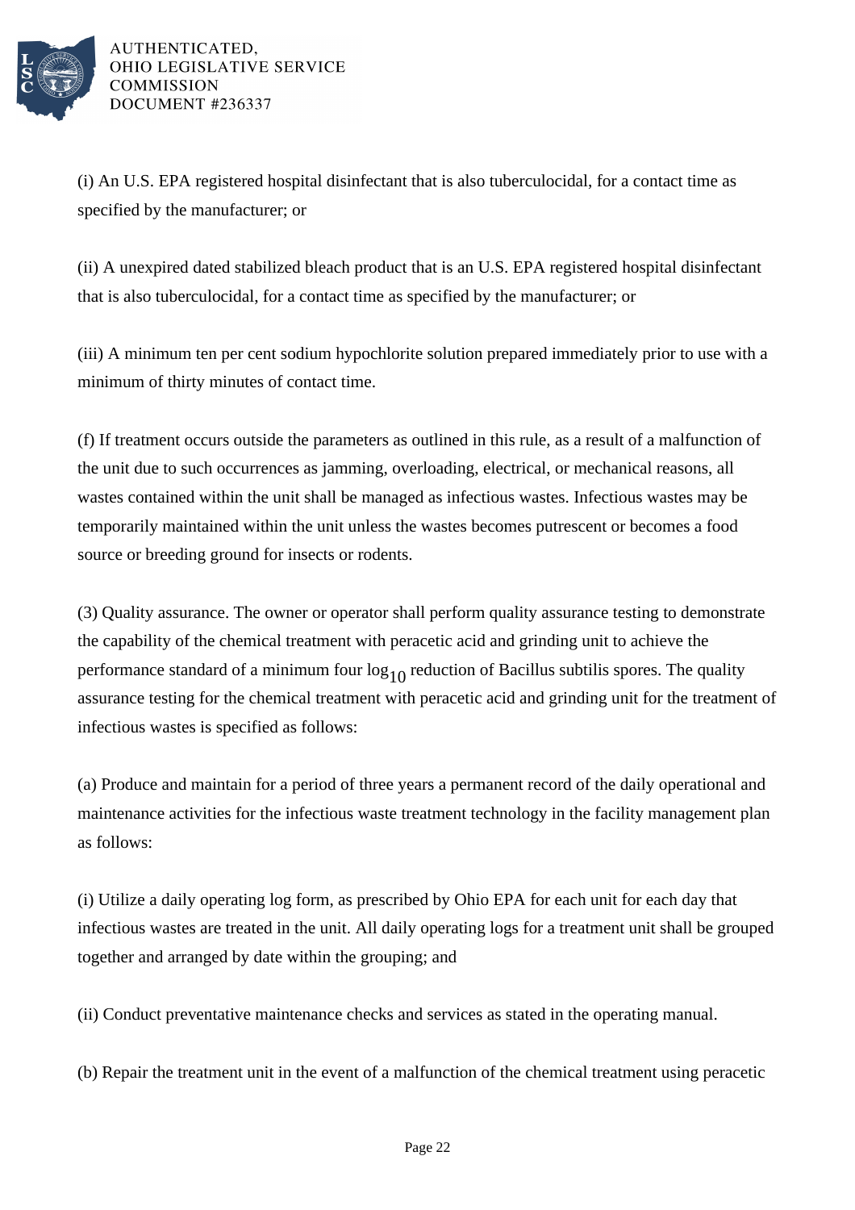(i) An U.S. EPA registered hospital disinfectant that is also tuberculocidal, for a contact time as specified by the manufacturer; or

(ii) A unexpired dated stabilized bleach product that is an U.S. EPA registered hospital disinfectant that is also tuberculocidal, for a contact time as specified by the manufacturer; or

(iii) A minimum ten per cent sodium hypochlorite solution prepared immediately prior to use with a minimum of thirty minutes of contact time.

(f) If treatment occurs outside the parameters as outlined in this rule, as a result of a malfunction of the unit due to such occurrences as jamming, overloading, electrical, or mechanical reasons, all wastes contained within the unit shall be managed as infectious wastes. Infectious wastes may be temporarily maintained within the unit unless the wastes becomes putrescent or becomes a food source or breeding ground for insects or rodents.

(3) Quality assurance. The owner or operator shall perform quality assurance testing to demonstrate the capability of the chemical treatment with peracetic acid and grinding unit to achieve the performance standard of a minimum four $\log_{10}$ reduction of Bacillus subtilis spores. The quality assurance testing for the chemical treatment with peracetic acid and grinding unit for the treatment of infectious wastes is specified as follows:

(a) Produce and maintain for a period of three years a permanent record of the daily operational and maintenance activities for the infectious waste treatment technology in the facility management plan as follows:

(i) Utilize a daily operating log form, as prescribed by Ohio EPA for each unit for each day that infectious wastes are treated in the unit. All daily operating logs for a treatment unit shall be grouped together and arranged by date within the grouping; and

(ii) Conduct preventative maintenance checks and services as stated in the operating manual.

(b) Repair the treatment unit in the event of a malfunction of the chemical treatment using peracetic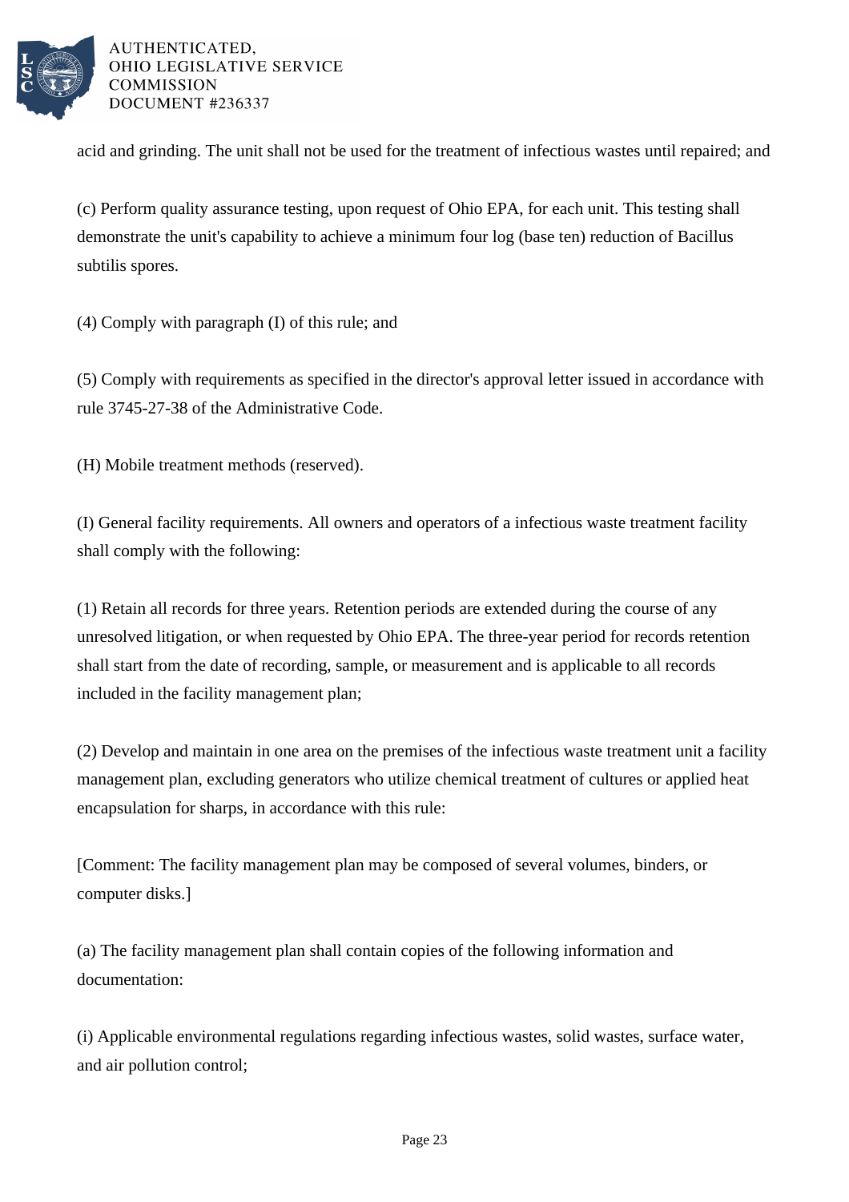acid and grinding. The unit shall not be used for the treatment of infectious wastes until repaired; and

(c) Perform quality assurance testing, upon request of Ohio EPA, for each unit. This testing shall demonstrate the unit's capability to achieve a minimum four log (base ten) reduction of Bacillus subtilis spores.

(4) Comply with paragraph (I) of this rule; and

(5) Comply with requirements as specified in the director's approval letter issued in accordance with rule 3745-27-38 of the Administrative Code.

(H) Mobile treatment methods (reserved).

(I) General facility requirements. All owners and operators of a infectious waste treatment facility shall comply with the following:

(1) Retain all records for three years. Retention periods are extended during the course of any unresolved litigation, or when requested by Ohio EPA. The three-year period for records retention shall start from the date of recording, sample, or measurement and is applicable to all records included in the facility management plan;

(2) Develop and maintain in one area on the premises of the infectious waste treatment unit a facility management plan, excluding generators who utilize chemical treatment of cultures or applied heat encapsulation for sharps, in accordance with this rule:

[Comment: The facility management plan may be composed of several volumes, binders, or computer disks.]

(a) The facility management plan shall contain copies of the following information and documentation:

(i) Applicable environmental regulations regarding infectious wastes, solid wastes, surface water, and air pollution control;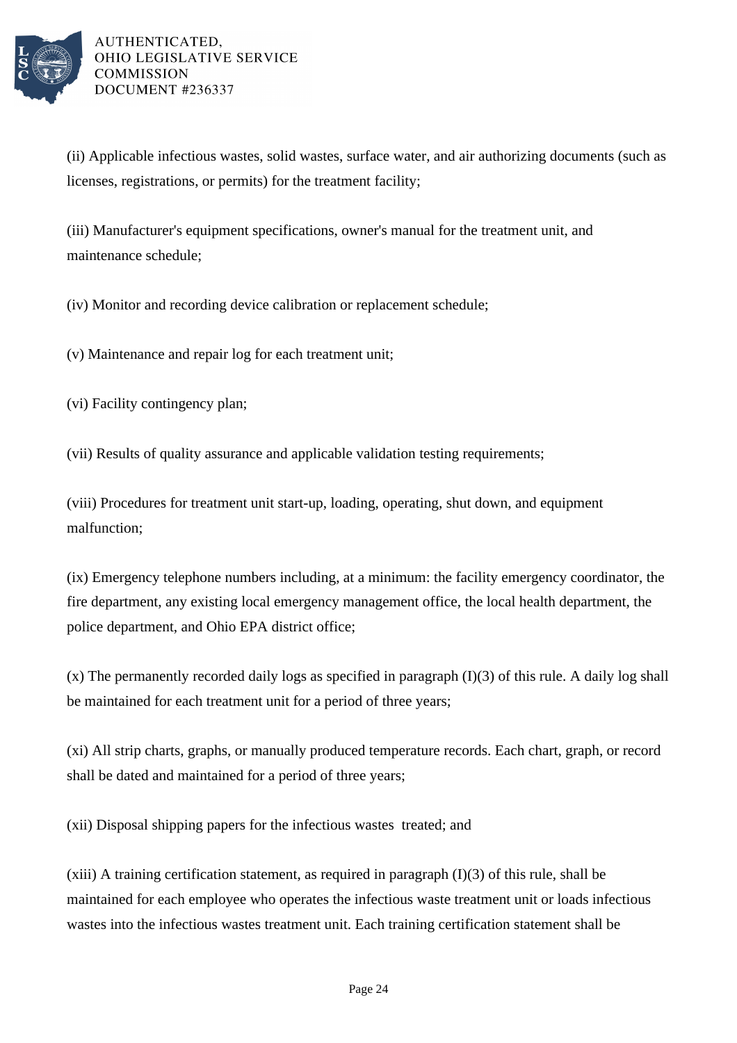(ii) Applicable infectious wastes, solid wastes, surface water, and air authorizing documents (such as licenses, registrations, or permits) for the treatment facility;

(iii) Manufacturer's equipment specifications, owner's manual for the treatment unit, and maintenance schedule;

(iv) Monitor and recording device calibration or replacement schedule;

(v) Maintenance and repair log for each treatment unit;

(vi) Facility contingency plan;

(vii) Results of quality assurance and applicable validation testing requirements;

(viii) Procedures for treatment unit start-up, loading, operating, shut down, and equipment malfunction;

(ix) Emergency telephone numbers including, at a minimum: the facility emergency coordinator, the fire department, any existing local emergency management office, the local health department, the police department, and Ohio EPA district office;

(x) The permanently recorded daily logs as specified in paragraph (I)(3) of this rule. A daily log shall be maintained for each treatment unit for a period of three years;

(xi) All strip charts, graphs, or manually produced temperature records. Each chart, graph, or record shall be dated and maintained for a period of three years;

(xii) Disposal shipping papers for the infectious wastes treated; and

(xiii) A training certification statement, as required in paragraph (I)(3) of this rule, shall be maintained for each employee who operates the infectious waste treatment unit or loads infectious wastes into the infectious wastes treatment unit. Each training certification statement shall be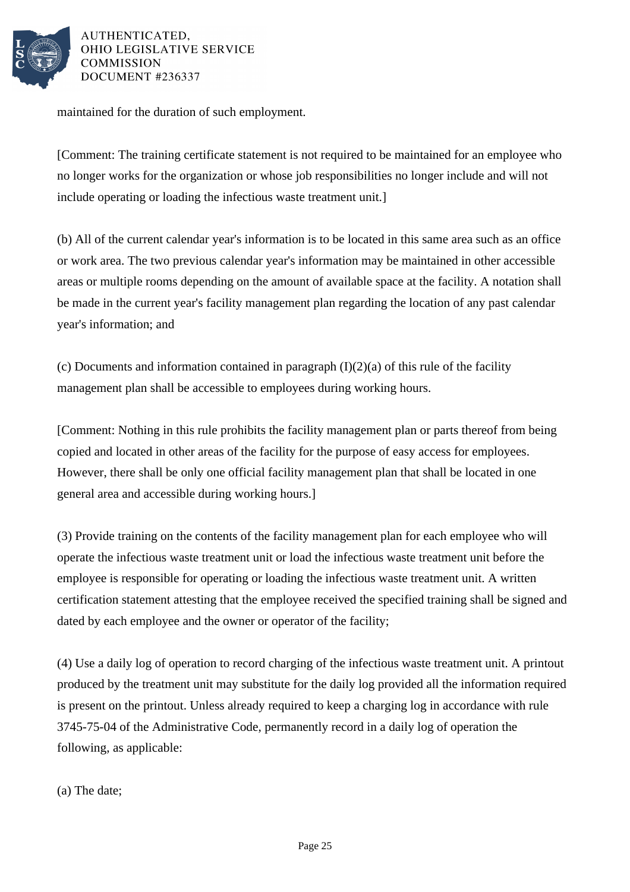maintained for the duration of such employment.

[Comment: The training certificate statement is not required to be maintained for an employee who no longer works for the organization or whose job responsibilities no longer include and will not include operating or loading the infectious waste treatment unit.]

(b) All of the current calendar year's information is to be located in this same area such as an office or work area. The two previous calendar year's information may be maintained in other accessible areas or multiple rooms depending on the amount of available space at the facility. A notation shall be made in the current year's facility management plan regarding the location of any past calendar year's information; and

(c) Documents and information contained in paragraph (I)(2)(a) of this rule of the facility management plan shall be accessible to employees during working hours.

[Comment: Nothing in this rule prohibits the facility management plan or parts thereof from being copied and located in other areas of the facility for the purpose of easy access for employees. However, there shall be only one official facility management plan that shall be located in one general area and accessible during working hours.]

(3) Provide training on the contents of the facility management plan for each employee who will operate the infectious waste treatment unit or load the infectious waste treatment unit before the employee is responsible for operating or loading the infectious waste treatment unit. A written certification statement attesting that the employee received the specified training shall be signed and dated by each employee and the owner or operator of the facility;

(4) Use a daily log of operation to record charging of the infectious waste treatment unit. A printout produced by the treatment unit may substitute for the daily log provided all the information required is present on the printout. Unless already required to keep a charging log in accordance with rule 3745-75-04 of the Administrative Code, permanently record in a daily log of operation the following, as applicable:

(a) The date;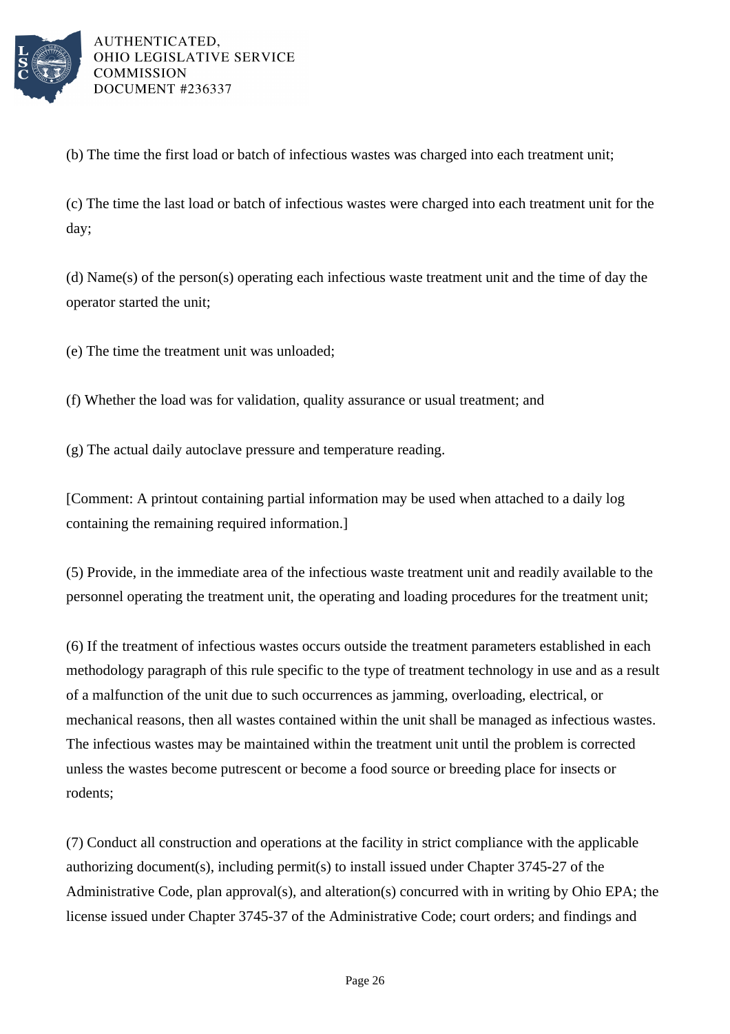(b) The time the first load or batch of infectious wastes was charged into each treatment unit;

(c) The time the last load or batch of infectious wastes were charged into each treatment unit for the day;

(d) Name(s) of the person(s) operating each infectious waste treatment unit and the time of day the operator started the unit;

(e) The time the treatment unit was unloaded;

(f) Whether the load was for validation, quality assurance or usual treatment; and

(g) The actual daily autoclave pressure and temperature reading.

[Comment: A printout containing partial information may be used when attached to a daily log containing the remaining required information.]

(5) Provide, in the immediate area of the infectious waste treatment unit and readily available to the personnel operating the treatment unit, the operating and loading procedures for the treatment unit;

(6) If the treatment of infectious wastes occurs outside the treatment parameters established in each methodology paragraph of this rule specific to the type of treatment technology in use and as a result of a malfunction of the unit due to such occurrences as jamming, overloading, electrical, or mechanical reasons, then all wastes contained within the unit shall be managed as infectious wastes. The infectious wastes may be maintained within the treatment unit until the problem is corrected unless the wastes become putrescent or become a food source or breeding place for insects or rodents;

(7) Conduct all construction and operations at the facility in strict compliance with the applicable authorizing document(s), including permit(s) to install issued under Chapter 3745-27 of the Administrative Code, plan approval(s), and alteration(s) concurred with in writing by Ohio EPA; the license issued under Chapter 3745-37 of the Administrative Code; court orders; and findings and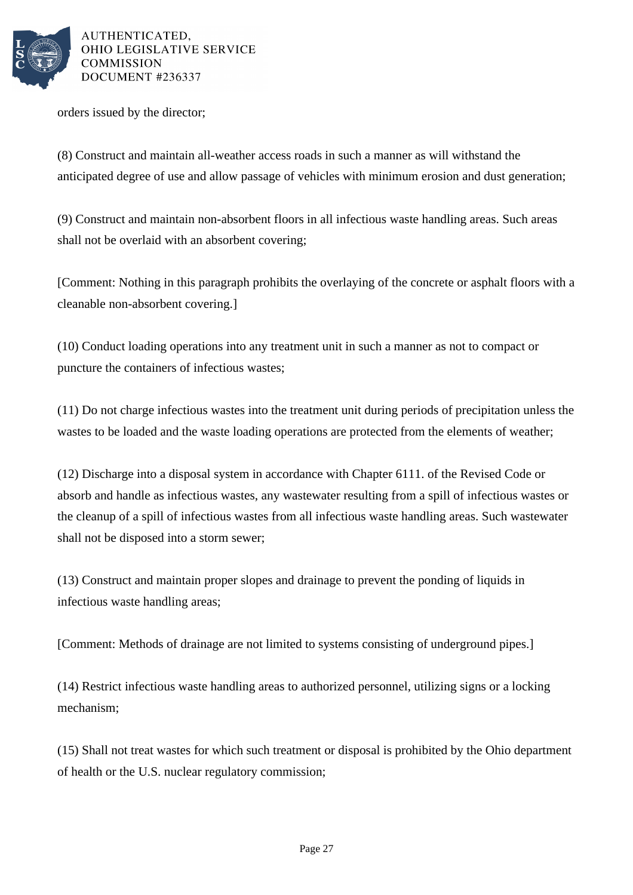orders issued by the director;

(8) Construct and maintain all-weather access roads in such a manner as will withstand the anticipated degree of use and allow passage of vehicles with minimum erosion and dust generation;

(9) Construct and maintain non-absorbent floors in all infectious waste handling areas. Such areas shall not be overlaid with an absorbent covering;

[Comment: Nothing in this paragraph prohibits the overlaying of the concrete or asphalt floors with a cleanable non-absorbent covering.]

(10) Conduct loading operations into any treatment unit in such a manner as not to compact or puncture the containers of infectious wastes;

(11) Do not charge infectious wastes into the treatment unit during periods of precipitation unless the wastes to be loaded and the waste loading operations are protected from the elements of weather;

(12) Discharge into a disposal system in accordance with Chapter 6111. of the Revised Code or absorb and handle as infectious wastes, any wastewater resulting from a spill of infectious wastes or the cleanup of a spill of infectious wastes from all infectious waste handling areas. Such wastewater shall not be disposed into a storm sewer;

(13) Construct and maintain proper slopes and drainage to prevent the ponding of liquids in infectious waste handling areas;

[Comment: Methods of drainage are not limited to systems consisting of underground pipes.]

(14) Restrict infectious waste handling areas to authorized personnel, utilizing signs or a locking mechanism;

(15) Shall not treat wastes for which such treatment or disposal is prohibited by the Ohio department of health or the U.S. nuclear regulatory commission;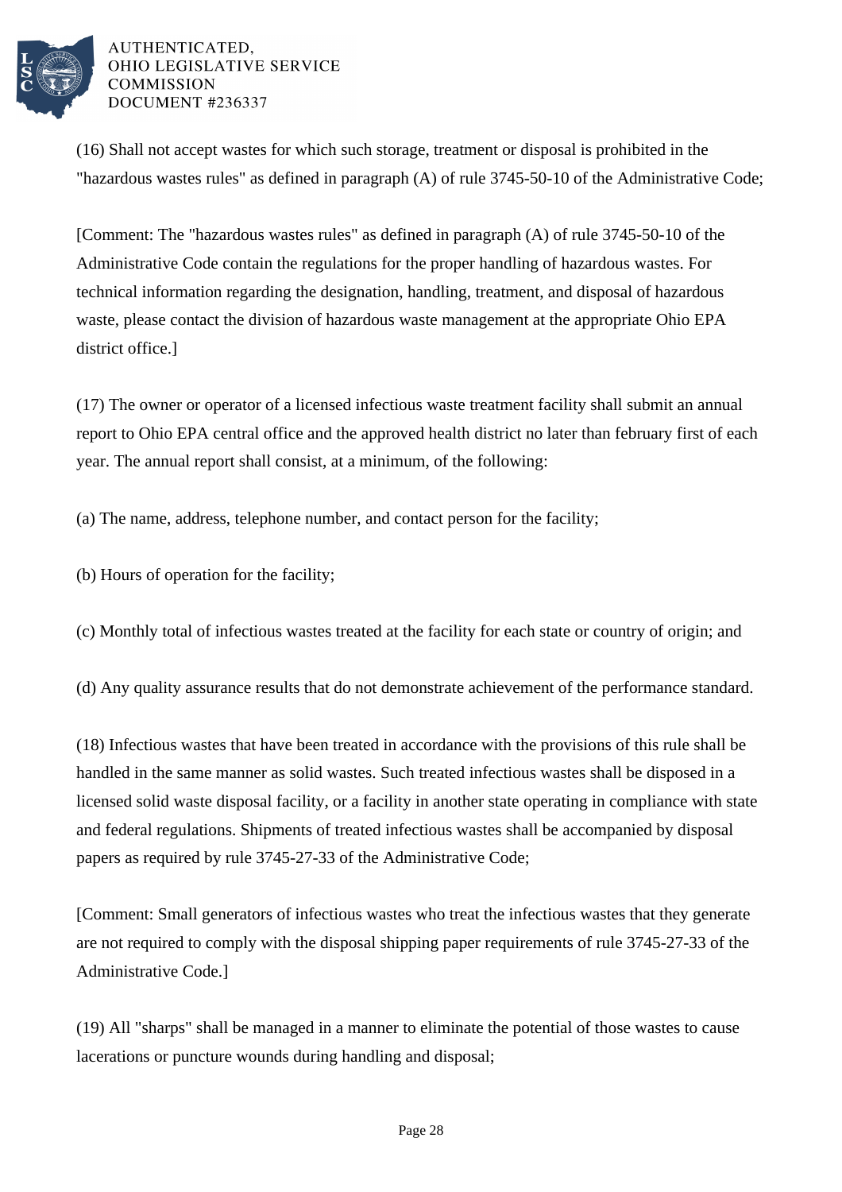(16) Shall not accept wastes for which such storage, treatment or disposal is prohibited in the "hazardous wastes rules" as defined in paragraph (A) of rule 3745-50-10 of the Administrative Code;

[Comment: The "hazardous wastes rules" as defined in paragraph (A) of rule 3745-50-10 of the Administrative Code contain the regulations for the proper handling of hazardous wastes. For technical information regarding the designation, handling, treatment, and disposal of hazardous waste, please contact the division of hazardous waste management at the appropriate Ohio EPA district office.]

(17) The owner or operator of a licensed infectious waste treatment facility shall submit an annual report to Ohio EPA central office and the approved health district no later than february first of each year. The annual report shall consist, at a minimum, of the following:

(a) The name, address, telephone number, and contact person for the facility;

(b) Hours of operation for the facility;

(c) Monthly total of infectious wastes treated at the facility for each state or country of origin; and

(d) Any quality assurance results that do not demonstrate achievement of the performance standard.

(18) Infectious wastes that have been treated in accordance with the provisions of this rule shall be handled in the same manner as solid wastes. Such treated infectious wastes shall be disposed in a licensed solid waste disposal facility, or a facility in another state operating in compliance with state and federal regulations. Shipments of treated infectious wastes shall be accompanied by disposal papers as required by rule 3745-27-33 of the Administrative Code;

[Comment: Small generators of infectious wastes who treat the infectious wastes that they generate are not required to comply with the disposal shipping paper requirements of rule 3745-27-33 of the Administrative Code.]

(19) All "sharps" shall be managed in a manner to eliminate the potential of those wastes to cause lacerations or puncture wounds during handling and disposal;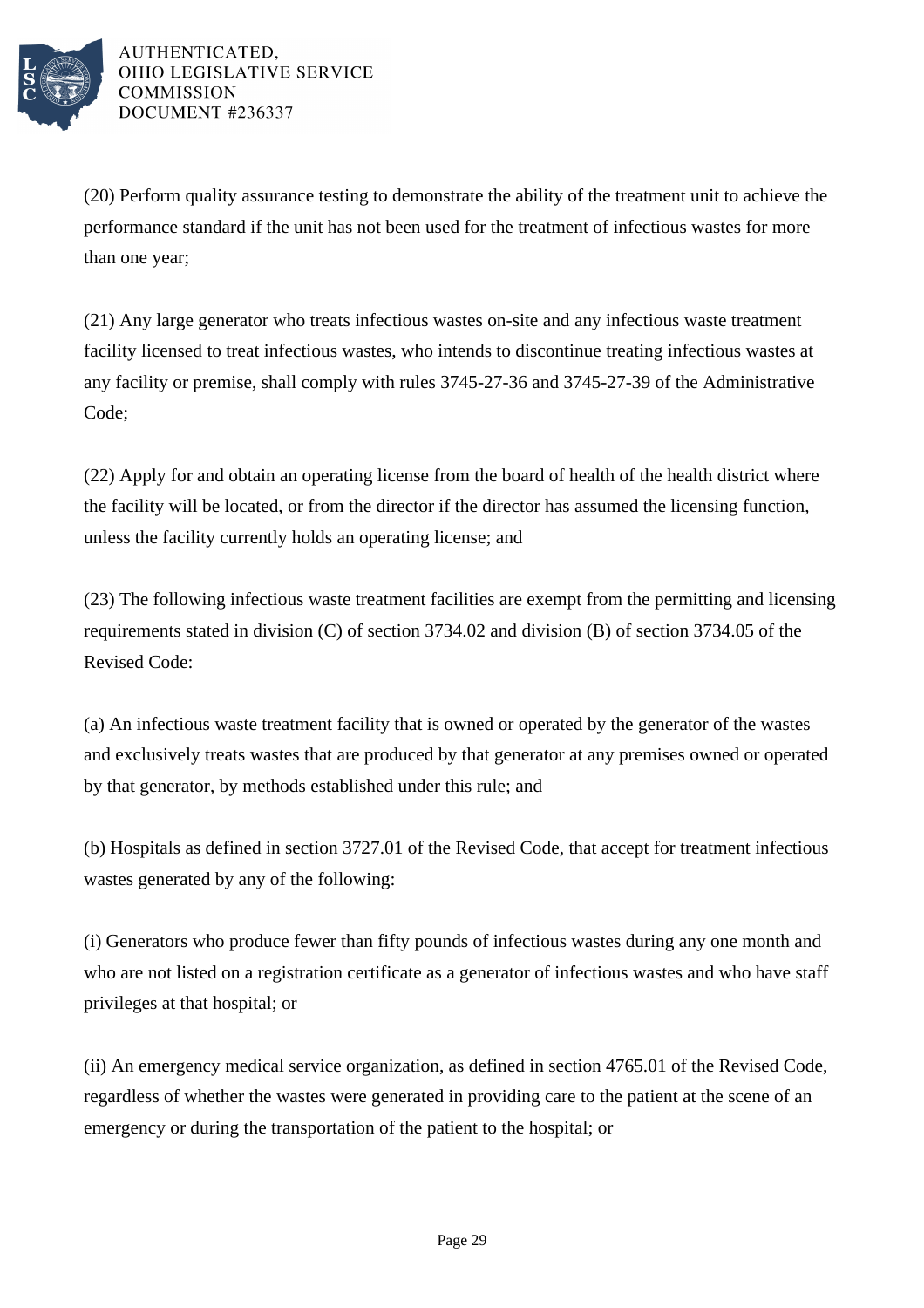(20) Perform quality assurance testing to demonstrate the ability of the treatment unit to achieve the performance standard if the unit has not been used for the treatment of infectious wastes for more than one year;

(21) Any large generator who treats infectious wastes on-site and any infectious waste treatment facility licensed to treat infectious wastes, who intends to discontinue treating infectious wastes at any facility or premise, shall comply with rules 3745-27-36 and 3745-27-39 of the Administrative Code;

(22) Apply for and obtain an operating license from the board of health of the health district where the facility will be located, or from the director if the director has assumed the licensing function, unless the facility currently holds an operating license; and

(23) The following infectious waste treatment facilities are exempt from the permitting and licensing requirements stated in division (C) of section 3734.02 and division (B) of section 3734.05 of the Revised Code:

(a) An infectious waste treatment facility that is owned or operated by the generator of the wastes and exclusively treats wastes that are produced by that generator at any premises owned or operated by that generator, by methods established under this rule; and

(b) Hospitals as defined in section 3727.01 of the Revised Code, that accept for treatment infectious wastes generated by any of the following:

(i) Generators who produce fewer than fifty pounds of infectious wastes during any one month and who are not listed on a registration certificate as a generator of infectious wastes and who have staff privileges at that hospital; or

(ii) An emergency medical service organization, as defined in section 4765.01 of the Revised Code, regardless of whether the wastes were generated in providing care to the patient at the scene of an emergency or during the transportation of the patient to the hospital; or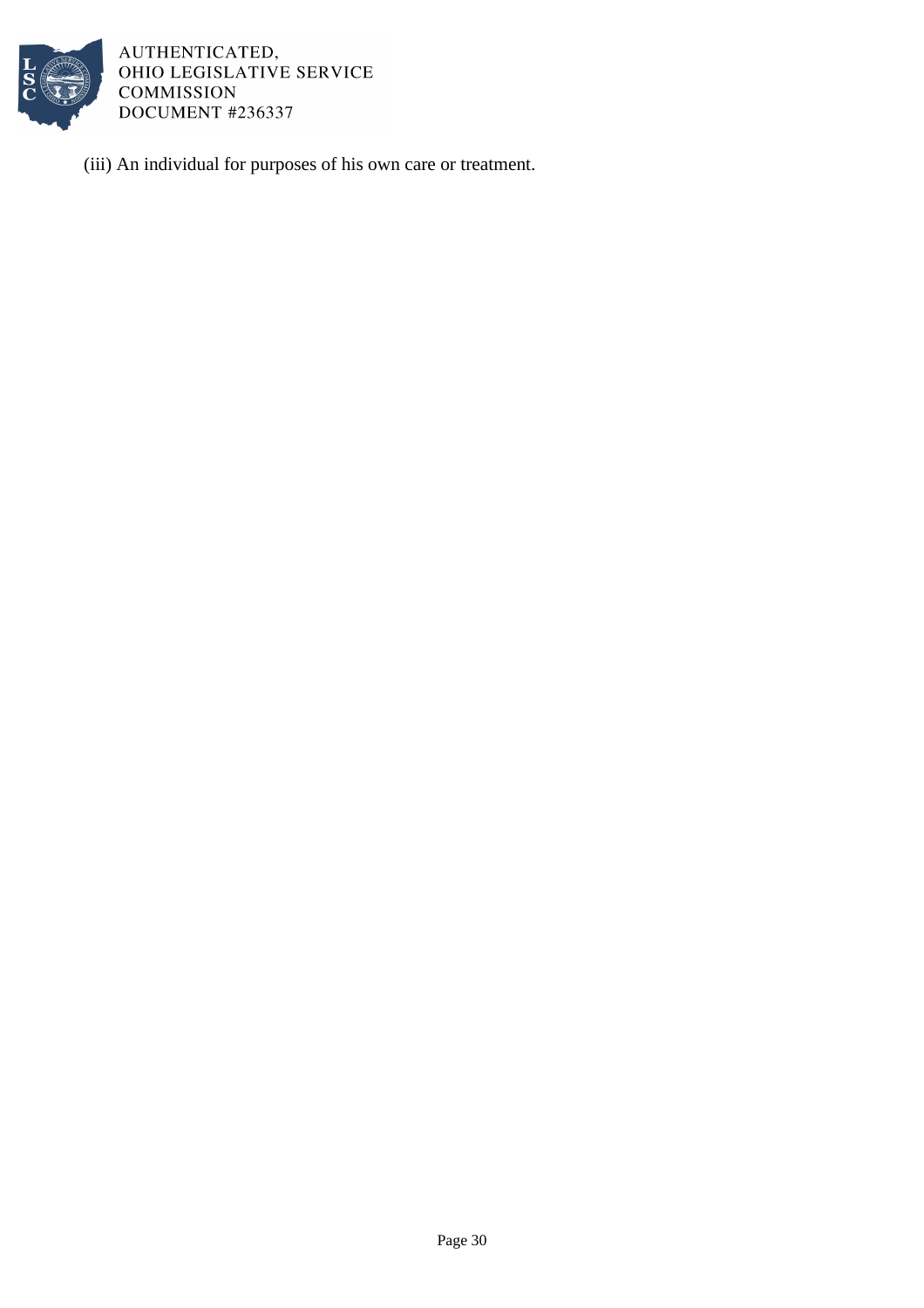(iii) An individual for purposes of his own care or treatment.